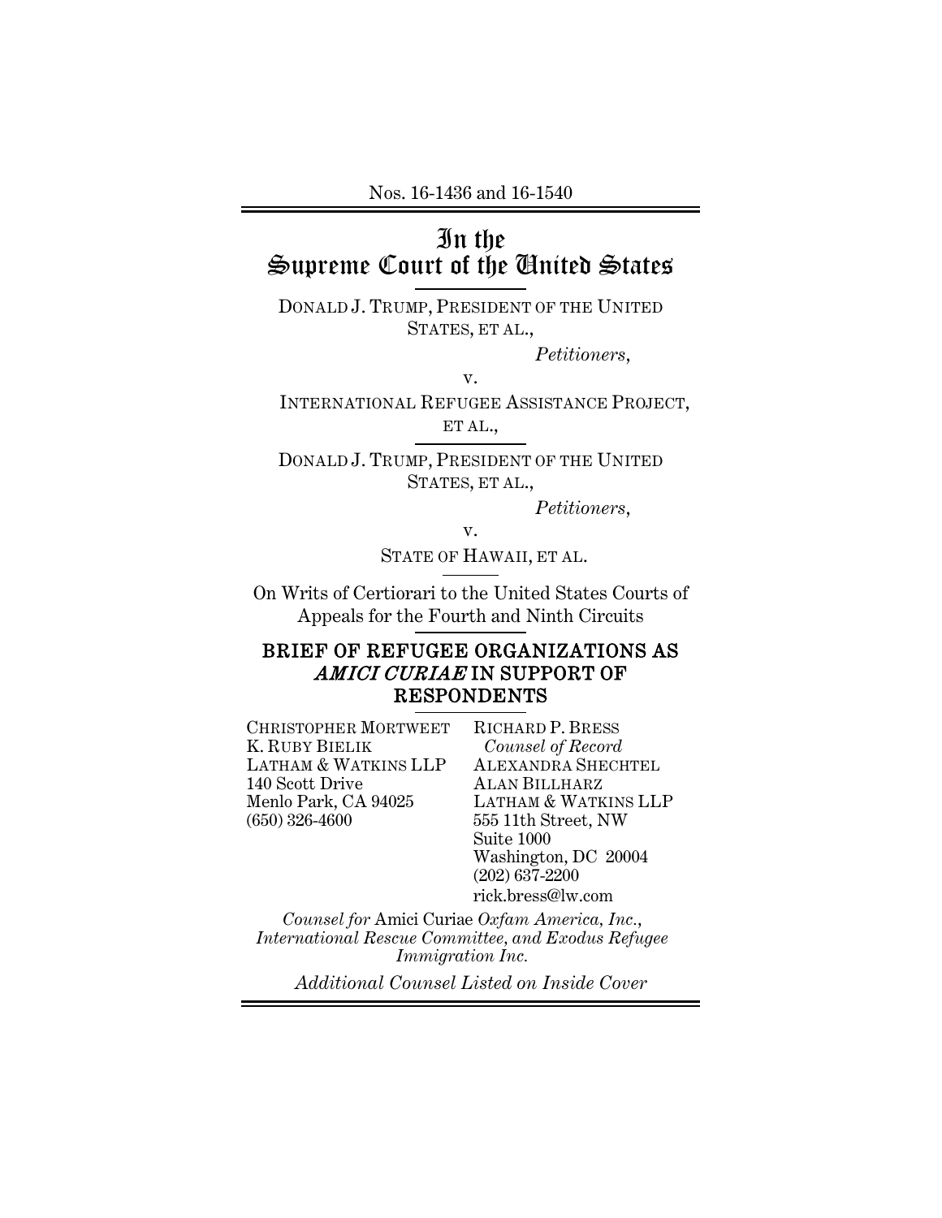Nos. 16-1436 and 16-1540

# In the Supreme Court of the United States

DONALD J. TRUMP, PRESIDENT OF THE UNITED STATES, ET AL.,

*Petitioners*,

v.

INTERNATIONAL REFUGEE ASSISTANCE PROJECT, ET AL.,

DONALD J. TRUMP, PRESIDENT OF THE UNITED STATES, ET AL.,

*Petitioners*,

v.

STATE OF HAWAII, ET AL.

On Writs of Certiorari to the United States Courts of Appeals for the Fourth and Ninth Circuits

## BRIEF OF REFUGEE ORGANIZATIONS AS *AMICI CURIAE* IN SUPPORT OF RESPONDENTS

CHRISTOPHER MORTWEET
K. RUBY BIELIK
LATHAM & WATKINS LLP
140 Scott Drive
Menlo Park, CA 94025
(650) 326-4600

RICHARD P. BRESS
*Counsel of Record*
ALEXANDRA SHECHTEL
ALAN BILLHARZ
LATHAM & WATKINS LLP
555 11th Street, NW
Suite 1000
Washington, DC 20004
(202) 637-2200
rick.bress@lw.com

*Counsel for* Amici Curiae *Oxfam America, Inc., International Rescue Committee, and Exodus Refugee Immigration Inc.*

*Additional Counsel Listed on Inside Cover*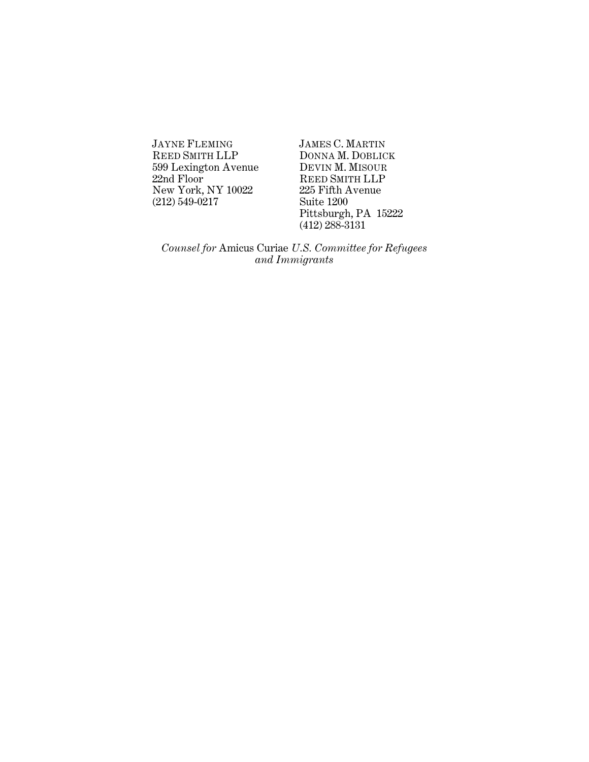JAYNE FLEMING
REED SMITH LLP
599 Lexington Avenue
22nd Floor
New York, NY 10022
(212) 549-0217

JAMES C. MARTIN
DONNA M. DOBLICK
DEVIN M. MISOUR
REED SMITH LLP
225 Fifth Avenue
Suite 1200
Pittsburgh, PA 15222
(412) 288-3131

*Counsel for* Amicus Curiae *U.S. Committee for Refugees and Immigrants*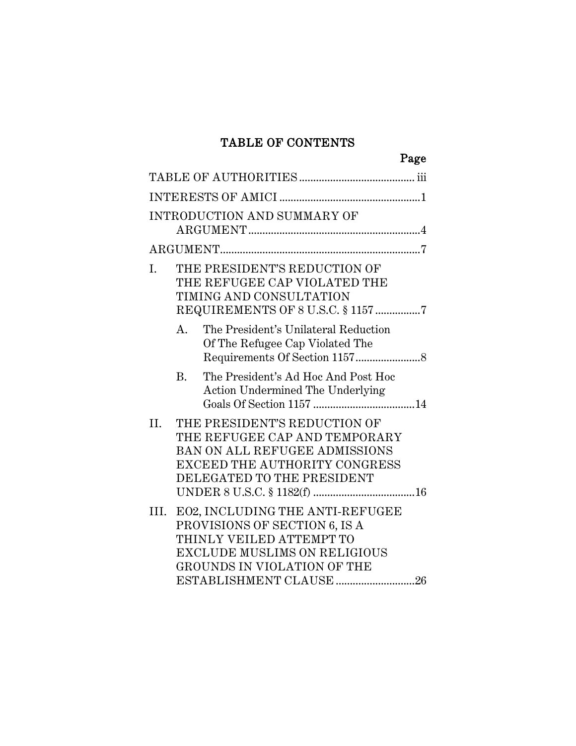## TABLE OF CONTENTS

| | Page |
|---|---|
| TABLE OF AUTHORITIES | iii |
| INTERESTS OF AMICI | 1 |
| INTRODUCTION AND SUMMARY OF ARGUMENT | 4 |
| ARGUMENT | 7 |
| I. THE PRESIDENT'S REDUCTION OF THE REFUGEE CAP VIOLATED THE TIMING AND CONSULTATION REQUIREMENTS OF 8 U.S.C. § 1157 | 7 |
| A. The President's Unilateral Reduction Of The Refugee Cap Violated The Requirements Of Section 1157 | 8 |
| B. The President's Ad Hoc And Post Hoc Action Undermined The Underlying Goals Of Section 1157 | 14 |
| II. THE PRESIDENT'S REDUCTION OF THE REFUGEE CAP AND TEMPORARY BAN ON ALL REFUGEE ADMISSIONS EXCEED THE AUTHORITY CONGRESS DELEGATED TO THE PRESIDENT UNDER 8 U.S.C. § 1182(f) | 16 |
| III. EO2, INCLUDING THE ANTI-REFUGEE PROVISIONS OF SECTION 6, IS A THINLY VEILED ATTEMPT TO EXCLUDE MUSLIMS ON RELIGIOUS GROUNDS IN VIOLATION OF THE ESTABLISHMENT CLAUSE | 26 |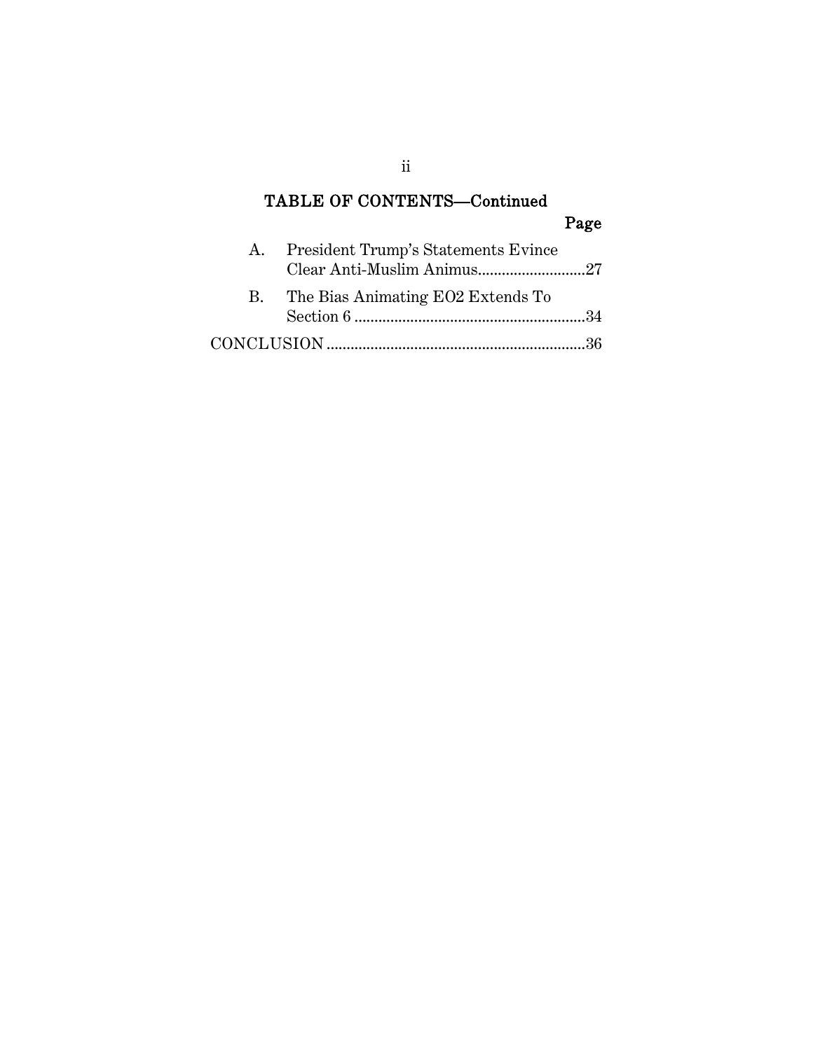## TABLE OF CONTENTS—Continued

| | Page |
|---|---|
| A. President Trump's Statements Evince Clear Anti-Muslim Animus | 27 |
| B. The Bias Animating EO2 Extends To Section 6 | 34 |
| CONCLUSION | 36 |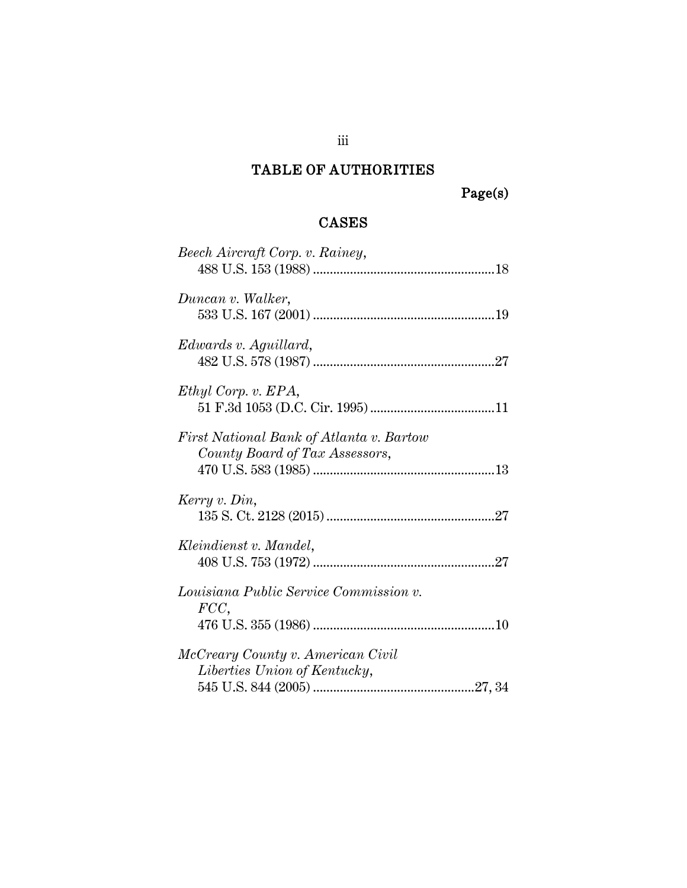# TABLE OF AUTHORITIES

Page(s)

## CASES

*Beech Aircraft Corp. v. Rainey*,
488 U.S. 153 (1988) ......................................................18

*Duncan v. Walker*,
533 U.S. 167 (2001) ......................................................19

*Edwards v. Aguillard*,
482 U.S. 578 (1987) ......................................................27

*Ethyl Corp. v. EPA*,
51 F.3d 1053 (D.C. Cir. 1995) .....................................11

*First National Bank of Atlanta v. Bartow County Board of Tax Assessors*,
470 U.S. 583 (1985) ......................................................13

*Kerry v. Din*,
135 S. Ct. 2128 (2015) ..................................................27

*Kleindienst v. Mandel*,
408 U.S. 753 (1972) ......................................................27

*Louisiana Public Service Commission v. FCC*,
476 U.S. 355 (1986) ......................................................10

*McCreary County v. American Civil Liberties Union of Kentucky*,
545 U.S. 844 (2005) ................................................27, 34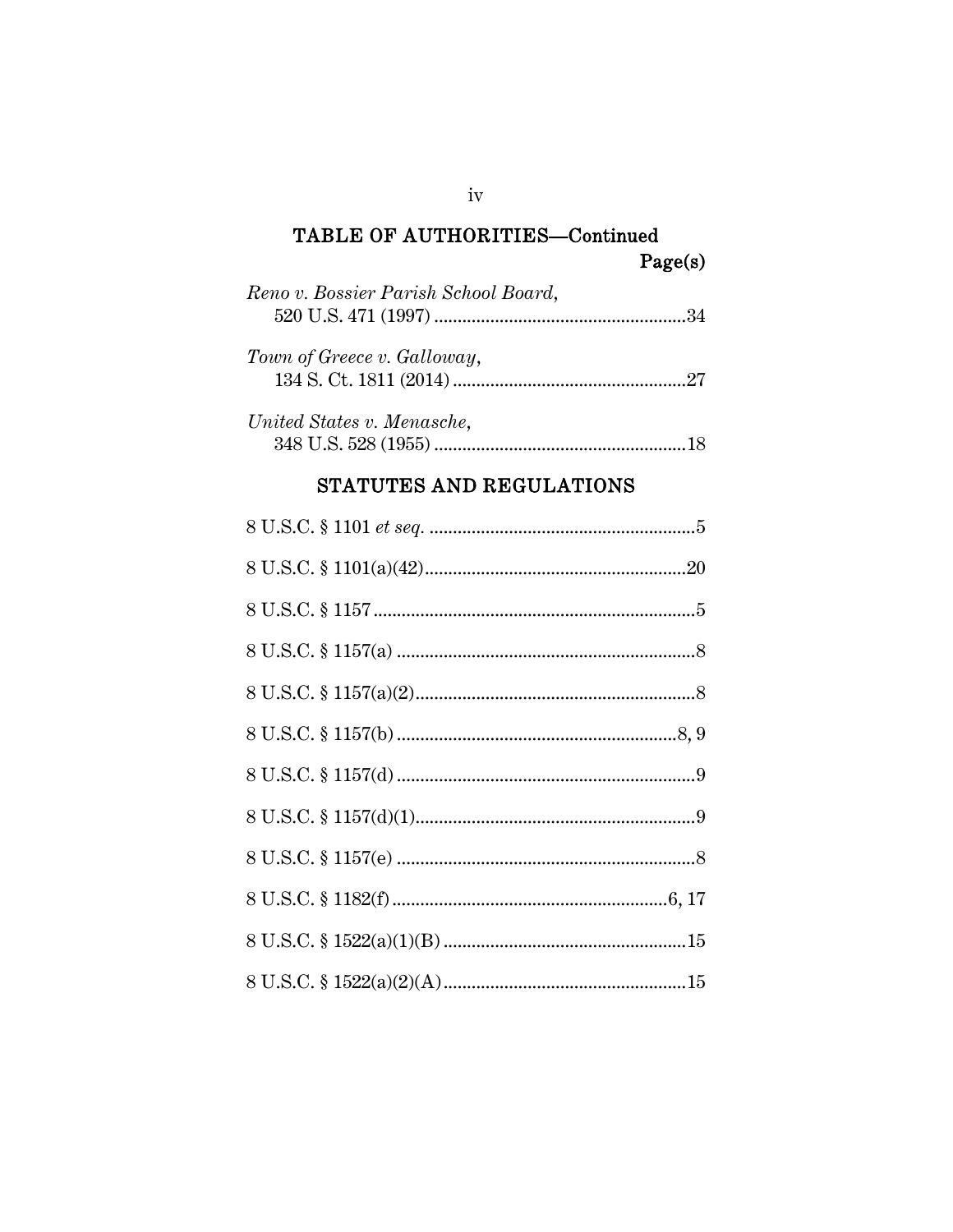## TABLE OF AUTHORITIES—Continued

Page(s)

*Reno v. Bossier Parish School Board*,
520 U.S. 471 (1997) ......................................................34

*Town of Greece v. Galloway*,
134 S. Ct. 1811 (2014) ..................................................27

*United States v. Menasche*,
348 U.S. 528 (1955) ......................................................18

## STATUTES AND REGULATIONS

8 U.S.C. § 1101 *et seq.* .........................................................5

8 U.S.C. § 1101(a)(42)........................................................20

8 U.S.C. § 1157....................................................................5

8 U.S.C. § 1157(a) ................................................................8

8 U.S.C. § 1157(a)(2)............................................................8

8 U.S.C. § 1157(b) ............................................................8, 9

8 U.S.C. § 1157(d) ................................................................9

8 U.S.C. § 1157(d)(1)............................................................9

8 U.S.C. § 1157(e) ................................................................8

8 U.S.C. § 1182(f) ...........................................................6, 17

8 U.S.C. § 1522(a)(1)(B) ....................................................15

8 U.S.C. § 1522(a)(2)(A)....................................................15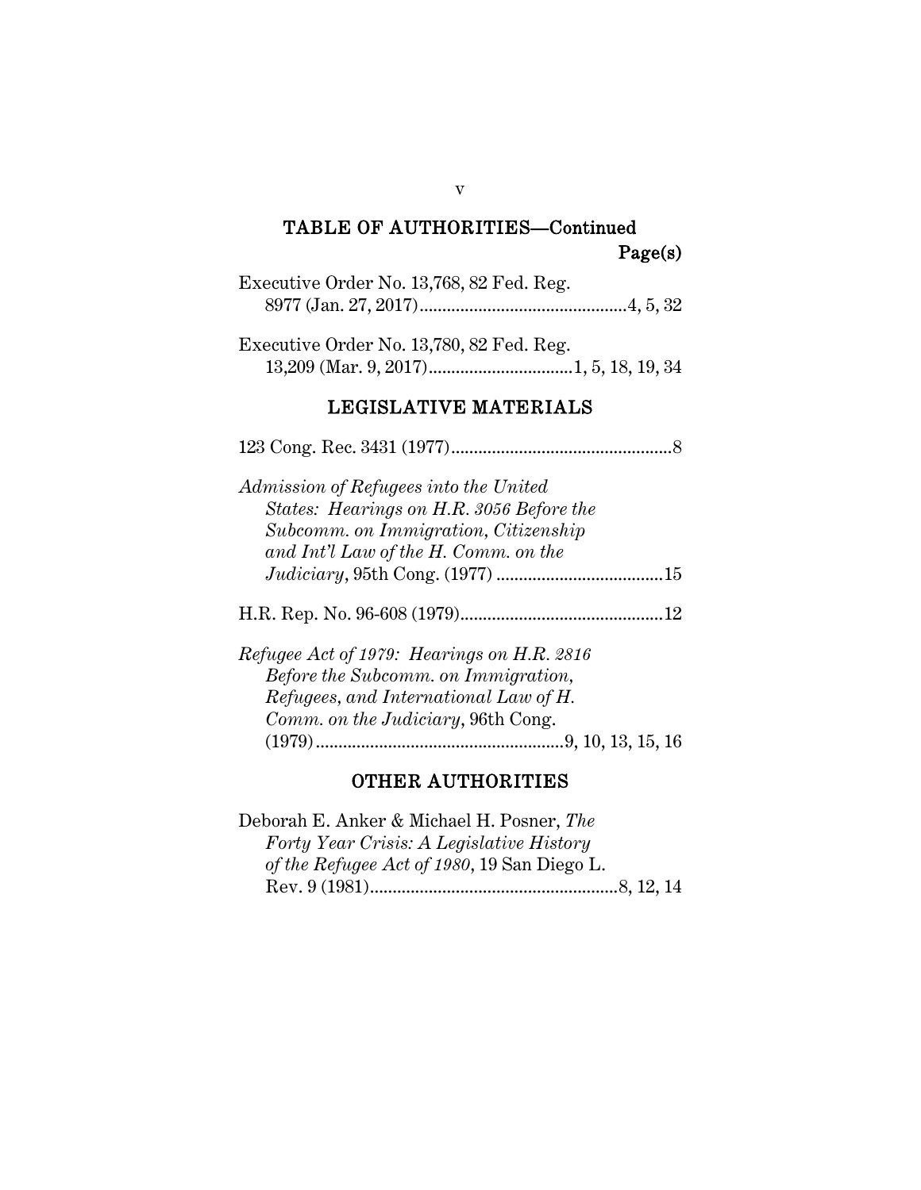## TABLE OF AUTHORITIES—Continued

Page(s)

Executive Order No. 13,768, 82 Fed. Reg. 8977 (Jan. 27, 2017)..............................................4, 5, 32

Executive Order No. 13,780, 82 Fed. Reg. 13,209 (Mar. 9, 2017)................................1, 5, 18, 19, 34

## LEGISLATIVE MATERIALS

123 Cong. Rec. 3431 (1977).................................................8

*Admission of Refugees into the United States: Hearings on H.R. 3056 Before the Subcomm. on Immigration, Citizenship and Int'l Law of the H. Comm. on the Judiciary*, 95th Cong. (1977) .....................................15

H.R. Rep. No. 96-608 (1979).............................................12

*Refugee Act of 1979: Hearings on H.R. 2816 Before the Subcomm. on Immigration, Refugees, and International Law of H. Comm. on the Judiciary*, 96th Cong. (1979).......................................................9, 10, 13, 15, 16

## OTHER AUTHORITIES

Deborah E. Anker & Michael H. Posner, *The Forty Year Crisis: A Legislative History of the Refugee Act of 1980*, 19 San Diego L. Rev. 9 (1981).......................................................8, 12, 14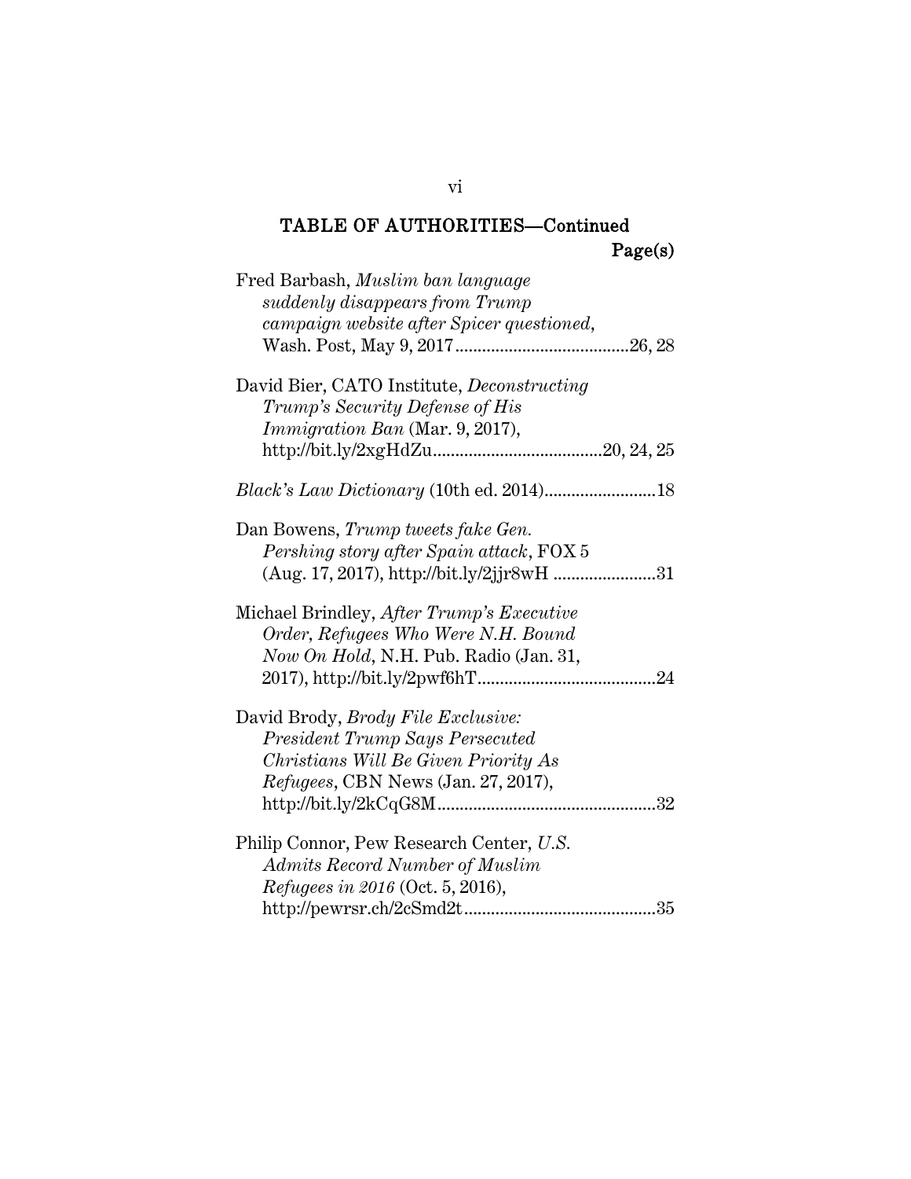## TABLE OF AUTHORITIES—Continued

Page(s)

Fred Barbash, *Muslim ban language suddenly disappears from Trump campaign website after Spicer questioned*, Wash. Post, May 9, 2017........................................26, 28

David Bier, CATO Institute, *Deconstructing Trump's Security Defense of His Immigration Ban* (Mar. 9, 2017), http://bit.ly/2xgHdZu......................................20, 24, 25

*Black's Law Dictionary* (10th ed. 2014).........................18

Dan Bowens, *Trump tweets fake Gen. Pershing story after Spain attack*, FOX 5 (Aug. 17, 2017), http://bit.ly/2jjr8wH .......................31

Michael Brindley, *After Trump's Executive Order, Refugees Who Were N.H. Bound Now On Hold*, N.H. Pub. Radio (Jan. 31, 2017), http://bit.ly/2pwf6hT........................................24

David Brody, *Brody File Exclusive: President Trump Says Persecuted Christians Will Be Given Priority As Refugees*, CBN News (Jan. 27, 2017), http://bit.ly/2kCqG8M.................................................32

Philip Connor, Pew Research Center, *U.S. Admits Record Number of Muslim Refugees in 2016* (Oct. 5, 2016), http://pewrsr.ch/2cSmd2t...........................................35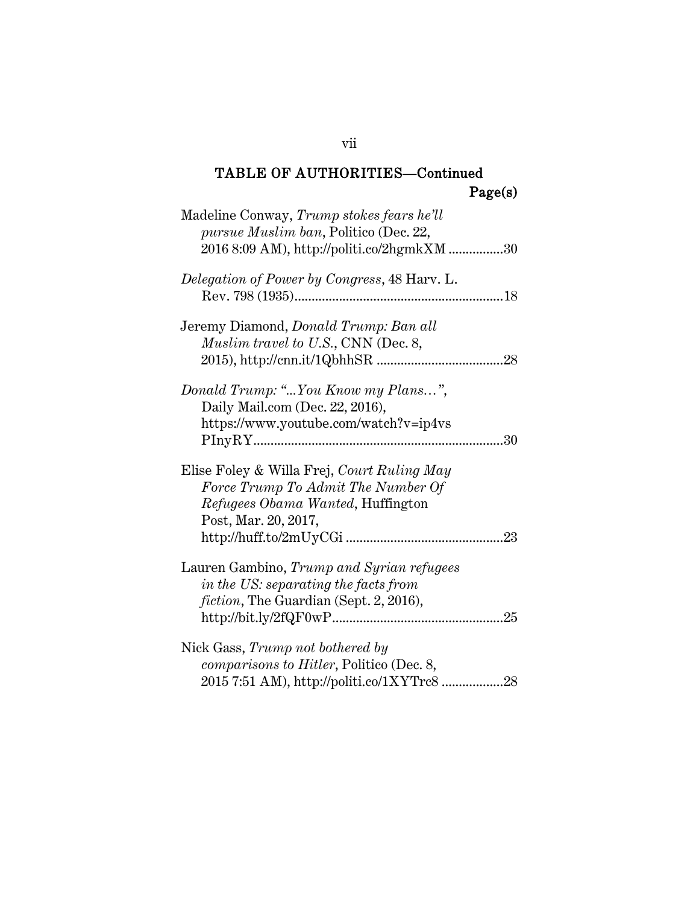## TABLE OF AUTHORITIES—Continued

Page(s)

Madeline Conway, *Trump stokes fears he'll pursue Muslim ban*, Politico (Dec. 22, 2016 8:09 AM), http://politi.co/2hgmkXM ................30

*Delegation of Power by Congress*, 48 Harv. L. Rev. 798 (1935)............................................................18

Jeremy Diamond, *Donald Trump: Ban all Muslim travel to U.S.*, CNN (Dec. 8, 2015), http://cnn.it/1QbhhSR .....................................28

*Donald Trump: "...You Know my Plans…"*, Daily Mail.com (Dec. 22, 2016), https://www.youtube.com/watch?v=ip4vsPInyRY........................................................................30

Elise Foley & Willa Frej, *Court Ruling May Force Trump To Admit The Number Of Refugees Obama Wanted*, Huffington Post, Mar. 20, 2017, http://huff.to/2mUyCGi .............................................23

Lauren Gambino, *Trump and Syrian refugees in the US: separating the facts from fiction*, The Guardian (Sept. 2, 2016), http://bit.ly/2fQF0wP.................................................25

Nick Gass, *Trump not bothered by comparisons to Hitler*, Politico (Dec. 8, 2015 7:51 AM), http://politi.co/1XYTrc8 ..................28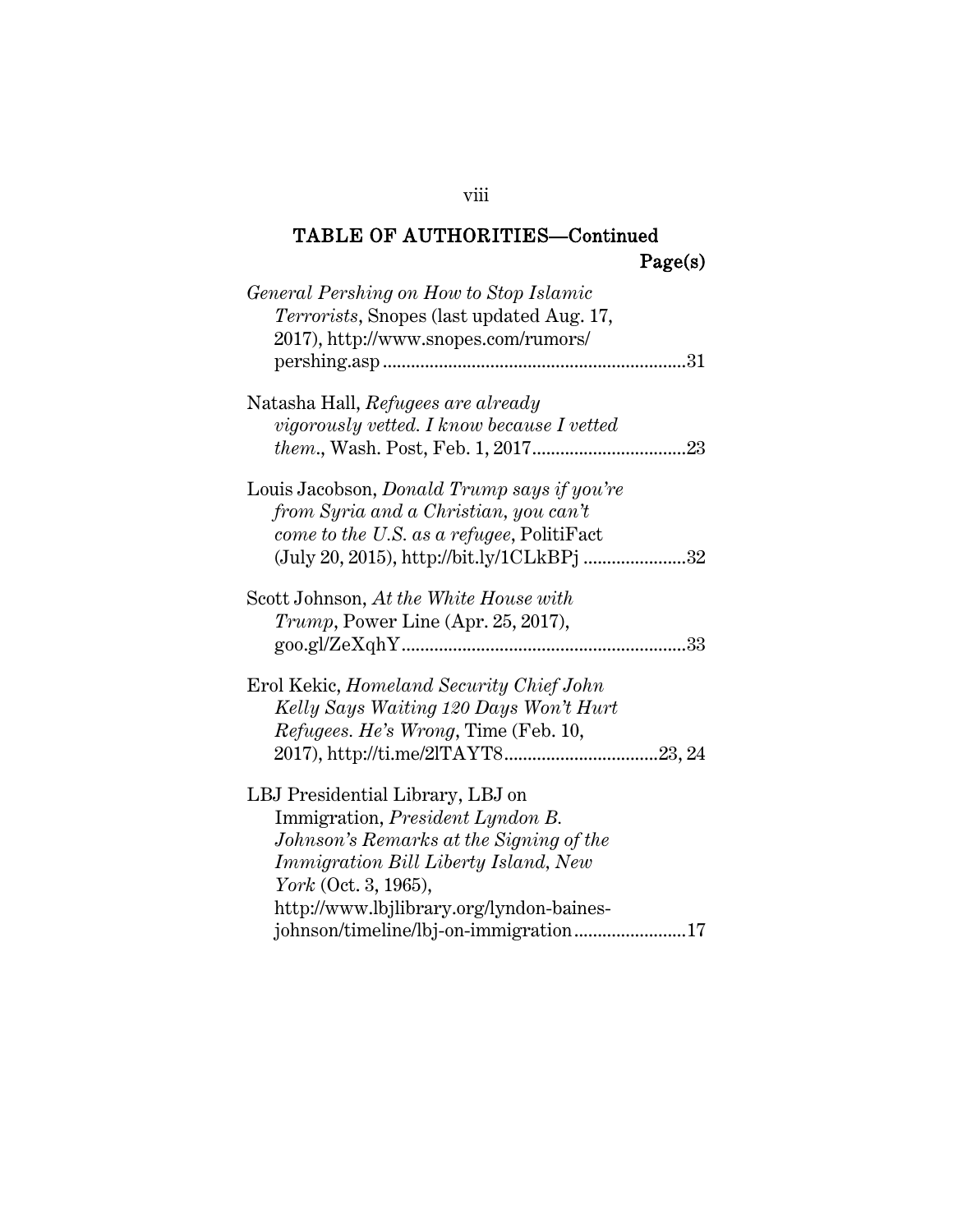## TABLE OF AUTHORITIES—Continued

Page(s)

*General Pershing on How to Stop Islamic Terrorists*, Snopes (last updated Aug. 17, 2017), http://www.snopes.com/rumors/pershing.asp ................................................................31

Natasha Hall, *Refugees are already vigorously vetted. I know because I vetted them.*, Wash. Post, Feb. 1, 2017................................23

Louis Jacobson, *Donald Trump says if you're from Syria and a Christian, you can't come to the U.S. as a refugee*, PolitiFact (July 20, 2015), http://bit.ly/1CLkBPj ......................32

Scott Johnson, *At the White House with Trump*, Power Line (Apr. 25, 2017), goo.gl/ZeXqhY............................................................33

Erol Kekic, *Homeland Security Chief John Kelly Says Waiting 120 Days Won't Hurt Refugees. He's Wrong*, Time (Feb. 10, 2017), http://ti.me/2lTAYT8.................................23, 24

LBJ Presidential Library, LBJ on Immigration, *President Lyndon B. Johnson's Remarks at the Signing of the Immigration Bill Liberty Island, New York* (Oct. 3, 1965), http://www.lbjlibrary.org/lyndon-baines-johnson/timeline/lbj-on-immigration........................17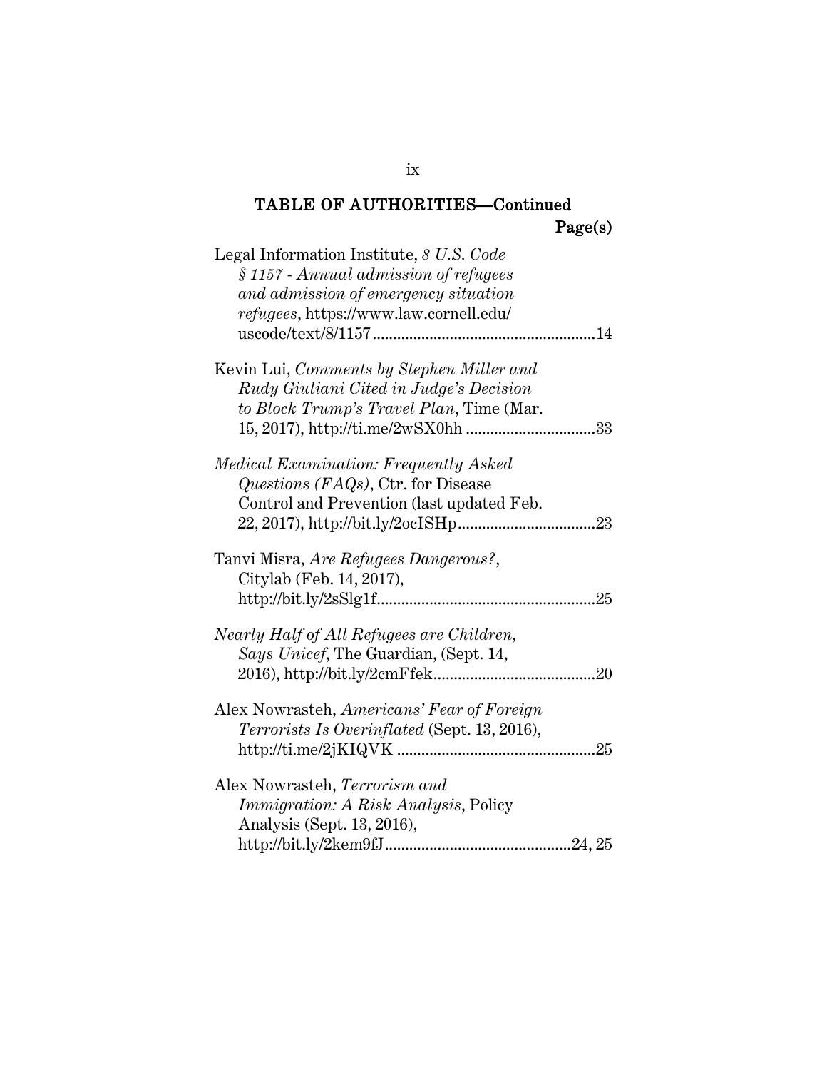## TABLE OF AUTHORITIES—Continued

Page(s)

Legal Information Institute, *8 U.S. Code § 1157 - Annual admission of refugees and admission of emergency situation refugees*, https://www.law.cornell.edu/uscode/text/8/1157 ........................................................ 14

Kevin Lui, *Comments by Stephen Miller and Rudy Giuliani Cited in Judge's Decision to Block Trump's Travel Plan*, Time (Mar. 15, 2017), http://ti.me/2wSX0hh ................................ 33

*Medical Examination: Frequently Asked Questions (FAQs)*, Ctr. for Disease Control and Prevention (last updated Feb. 22, 2017), http://bit.ly/2ocISHp .................................. 23

Tanvi Misra, *Are Refugees Dangerous?*, Citylab (Feb. 14, 2017), http://bit.ly/2sSlg1f ...................................................... 25

*Nearly Half of All Refugees are Children, Says Unicef*, The Guardian, (Sept. 14, 2016), http://bit.ly/2cmFfek ........................................ 20

Alex Nowrasteh, *Americans' Fear of Foreign Terrorists Is Overinflated* (Sept. 13, 2016), http://ti.me/2jKIQVK ................................................ 25

Alex Nowrasteh, *Terrorism and Immigration: A Risk Analysis*, Policy Analysis (Sept. 13, 2016), http://bit.ly/2kem9fJ .............................................. 24, 25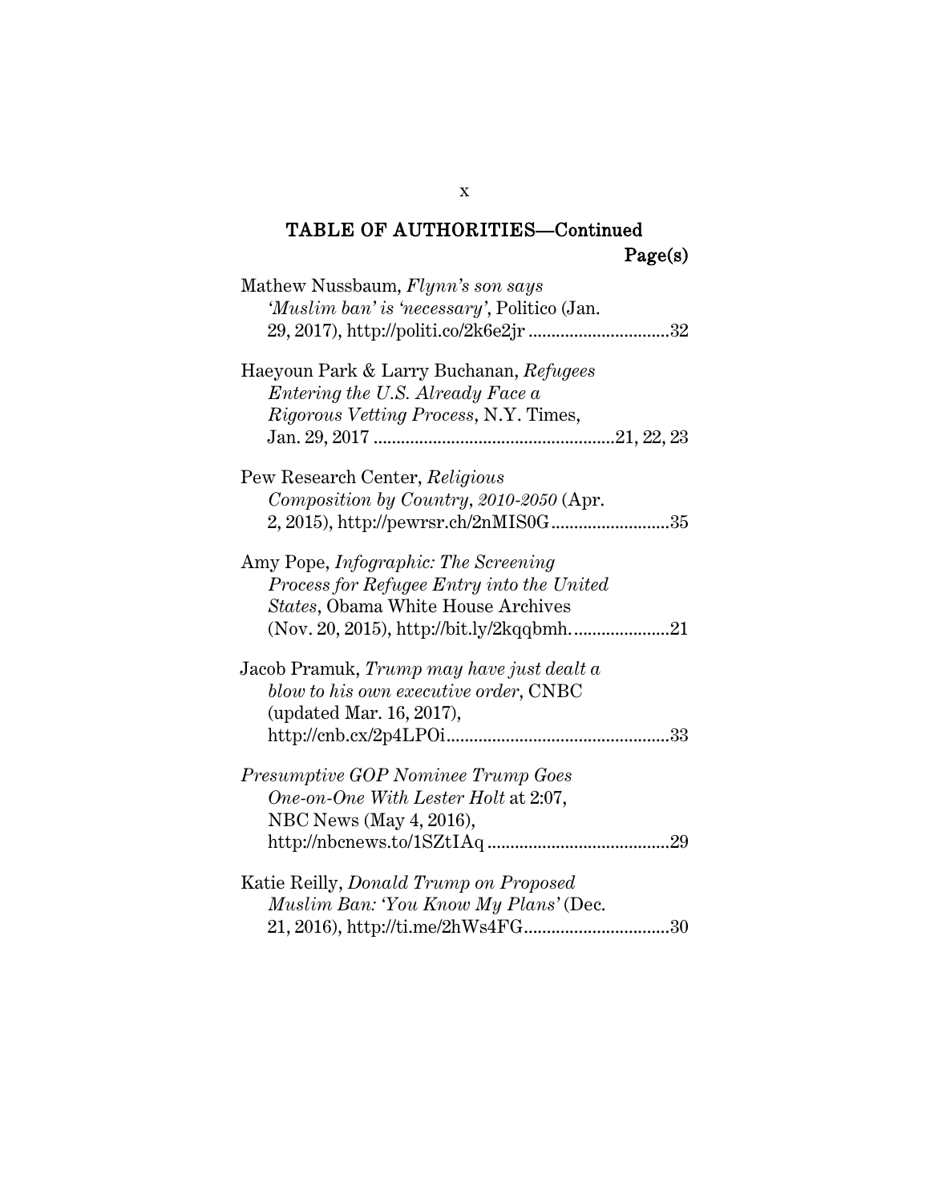## TABLE OF AUTHORITIES—Continued

**Page(s)**

Mathew Nussbaum, *Flynn's son says 'Muslim ban' is 'necessary'*, Politico (Jan. 29, 2017), http://politi.co/2k6e2jr ..............................32

Haeyoun Park & Larry Buchanan, *Refugees Entering the U.S. Already Face a Rigorous Vetting Process*, N.Y. Times, Jan. 29, 2017 ....................................................21, 22, 23

Pew Research Center, *Religious Composition by Country, 2010-2050* (Apr. 2, 2015), http://pewrsr.ch/2nMIS0G..........................35

Amy Pope, *Infographic: The Screening Process for Refugee Entry into the United States*, Obama White House Archives (Nov. 20, 2015), http://bit.ly/2kqqbmh. ....................21

Jacob Pramuk, *Trump may have just dealt a blow to his own executive order*, CNBC (updated Mar. 16, 2017), http://cnb.cx/2p4LPOi.................................................33

*Presumptive GOP Nominee Trump Goes One-on-One With Lester Holt* at 2:07, NBC News (May 4, 2016), http://nbcnews.to/1SZtIAq ........................................29

Katie Reilly, *Donald Trump on Proposed Muslim Ban: 'You Know My Plans'* (Dec. 21, 2016), http://ti.me/2hWs4FG................................30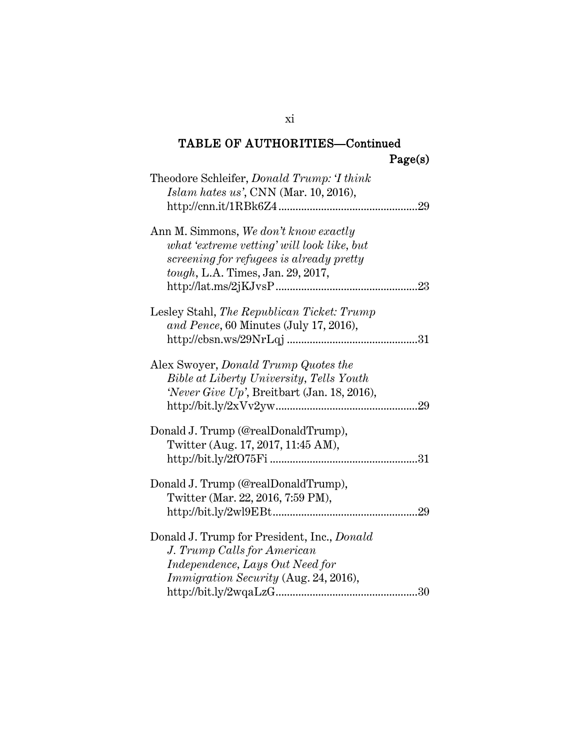## TABLE OF AUTHORITIES—Continued

Page(s)

Theodore Schleifer, *Donald Trump: 'I think Islam hates us'*, CNN (Mar. 10, 2016), http://cnn.it/1RBk6Z4 .................................................29

Ann M. Simmons, *We don't know exactly what 'extreme vetting' will look like, but screening for refugees is already pretty tough*, L.A. Times, Jan. 29, 2017, http://lat.ms/2jKJvsP ..................................................23

Lesley Stahl, *The Republican Ticket: Trump and Pence*, 60 Minutes (July 17, 2016), http://cbsn.ws/29NrLqj ..............................................31

Alex Swoyer, *Donald Trump Quotes the Bible at Liberty University, Tells Youth 'Never Give Up'*, Breitbart (Jan. 18, 2016), http://bit.ly/2xVv2yw..................................................29

Donald J. Trump (@realDonaldTrump), Twitter (Aug. 17, 2017, 11:45 AM), http://bit.ly/2fO75Fi ....................................................31

Donald J. Trump (@realDonaldTrump), Twitter (Mar. 22, 2016, 7:59 PM), http://bit.ly/2wl9EBt...................................................29

Donald J. Trump for President, Inc., *Donald J. Trump Calls for American Independence, Lays Out Need for Immigration Security* (Aug. 24, 2016), http://bit.ly/2wqaLzG..................................................30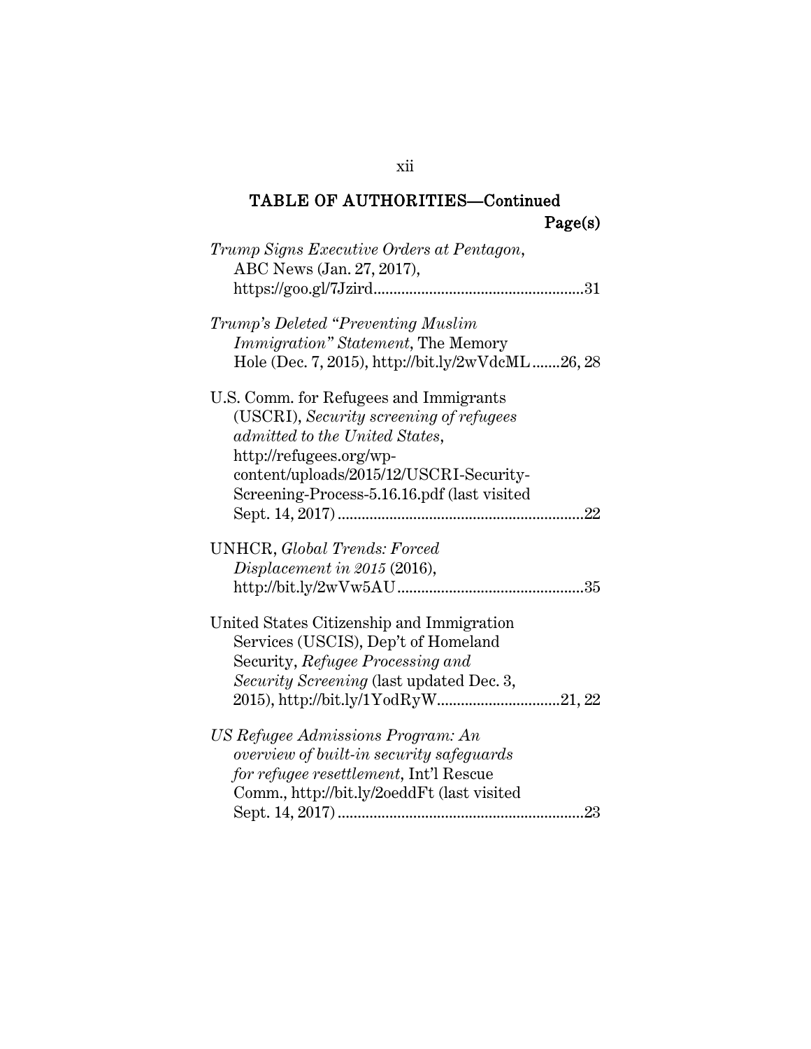## TABLE OF AUTHORITIES—Continued

Page(s)

*Trump Signs Executive Orders at Pentagon*, ABC News (Jan. 27, 2017), https://goo.gl/7Jzird .................................................... 31

*Trump's Deleted "Preventing Muslim Immigration" Statement*, The Memory Hole (Dec. 7, 2015), http://bit.ly/2wVdcML ....... 26, 28

U.S. Comm. for Refugees and Immigrants (USCRI), *Security screening of refugees admitted to the United States*, http://refugees.org/wp-content/uploads/2015/12/USCRI-Security-Screening-Process-5.16.16.pdf (last visited Sept. 14, 2017) .............................................................. 22

UNHCR, *Global Trends: Forced Displacement in 2015* (2016), http://bit.ly/2wVw5AU ............................................... 35

United States Citizenship and Immigration Services (USCIS), Dep't of Homeland Security, *Refugee Processing and Security Screening* (last updated Dec. 3, 2015), http://bit.ly/1YodRyW .............................. 21, 22

*US Refugee Admissions Program: An overview of built-in security safeguards for refugee resettlement*, Int'l Rescue Comm., http://bit.ly/2oeddFt (last visited Sept. 14, 2017) .............................................................. 23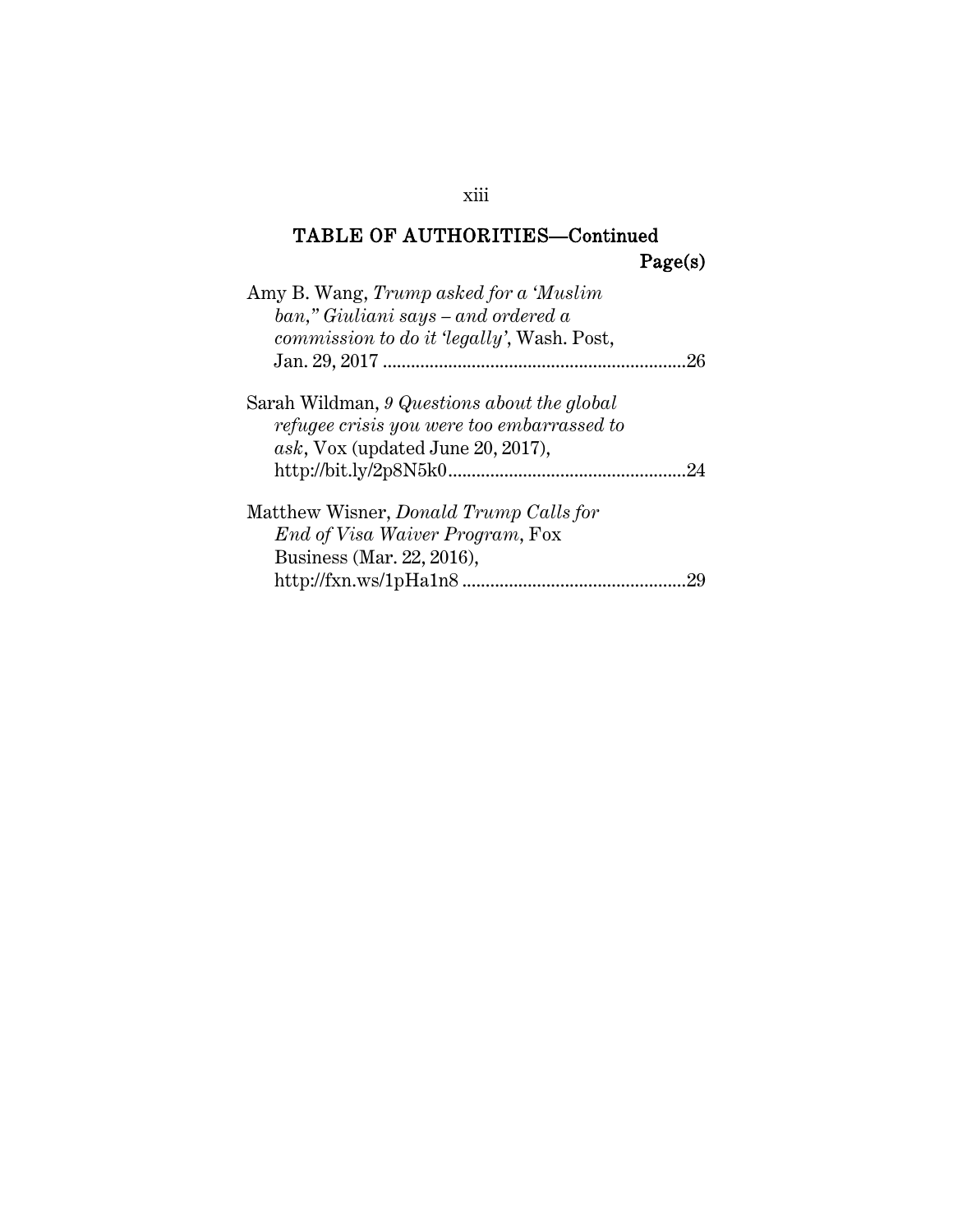## TABLE OF AUTHORITIES—Continued

Page(s)

Amy B. Wang, *Trump asked for a 'Muslim ban," Giuliani says – and ordered a commission to do it 'legally'*, Wash. Post, Jan. 29, 2017 ....................................................................26

Sarah Wildman, *9 Questions about the global refugee crisis you were too embarrassed to ask*, Vox (updated June 20, 2017), http://bit.ly/2p8N5k0....................................................24

Matthew Wisner, *Donald Trump Calls for End of Visa Waiver Program*, Fox Business (Mar. 22, 2016), http://fxn.ws/1pHa1n8 ................................................29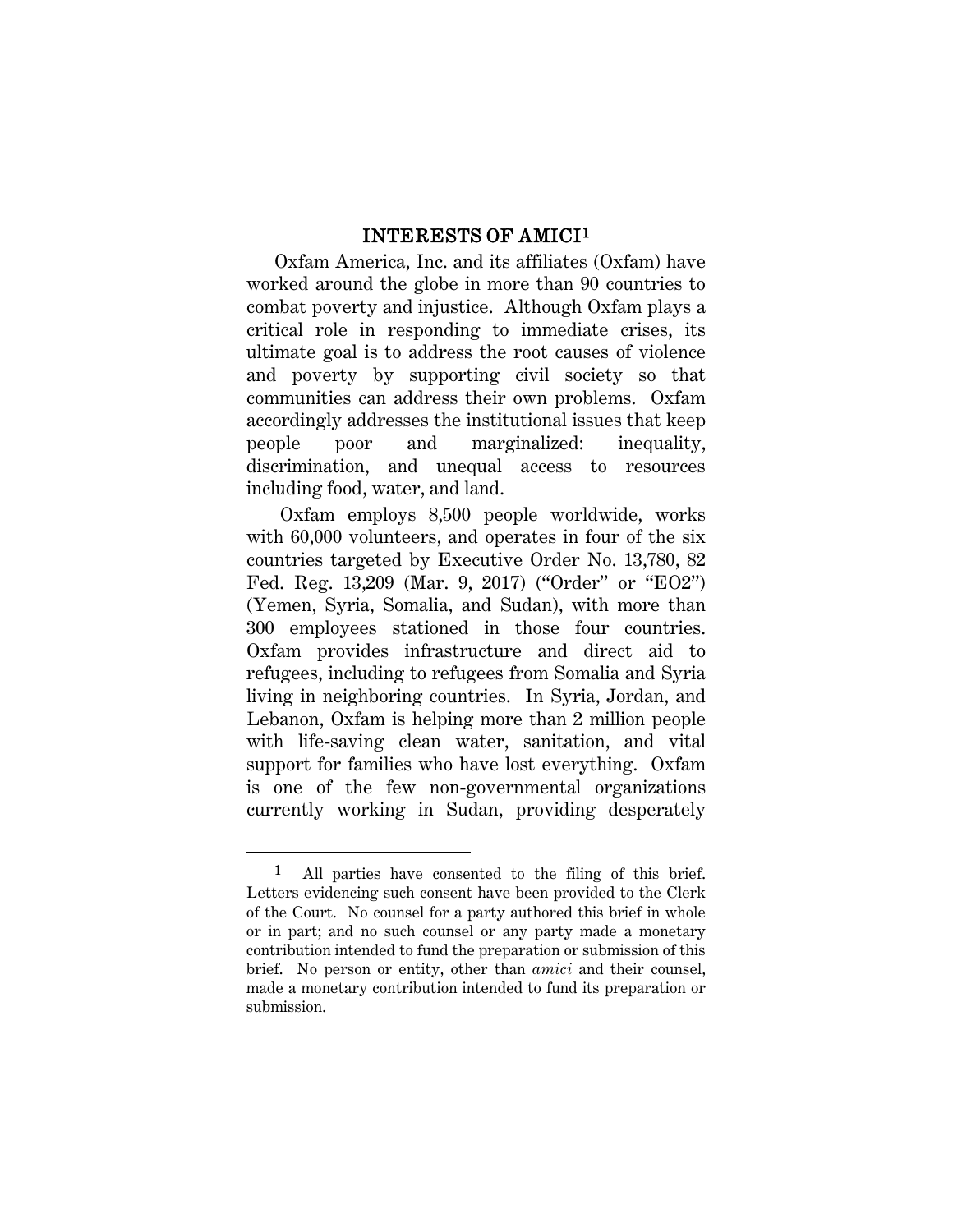## INTERESTS OF AMICI[1]

Oxfam America, Inc. and its affiliates (Oxfam) have worked around the globe in more than 90 countries to combat poverty and injustice. Although Oxfam plays a critical role in responding to immediate crises, its ultimate goal is to address the root causes of violence and poverty by supporting civil society so that communities can address their own problems. Oxfam accordingly addresses the institutional issues that keep people poor and marginalized: inequality, discrimination, and unequal access to resources including food, water, and land.

Oxfam employs 8,500 people worldwide, works with 60,000 volunteers, and operates in four of the six countries targeted by Executive Order No. 13,780, 82 Fed. Reg. 13,209 (Mar. 9, 2017) ("Order" or "EO2") (Yemen, Syria, Somalia, and Sudan), with more than 300 employees stationed in those four countries. Oxfam provides infrastructure and direct aid to refugees, including to refugees from Somalia and Syria living in neighboring countries. In Syria, Jordan, and Lebanon, Oxfam is helping more than 2 million people with life-saving clean water, sanitation, and vital support for families who have lost everything. Oxfam is one of the few non-governmental organizations currently working in Sudan, providing desperately

---

[1] All parties have consented to the filing of this brief. Letters evidencing such consent have been provided to the Clerk of the Court. No counsel for a party authored this brief in whole or in part; and no such counsel or any party made a monetary contribution intended to fund the preparation or submission of this brief. No person or entity, other than *amici* and their counsel, made a monetary contribution intended to fund its preparation or submission.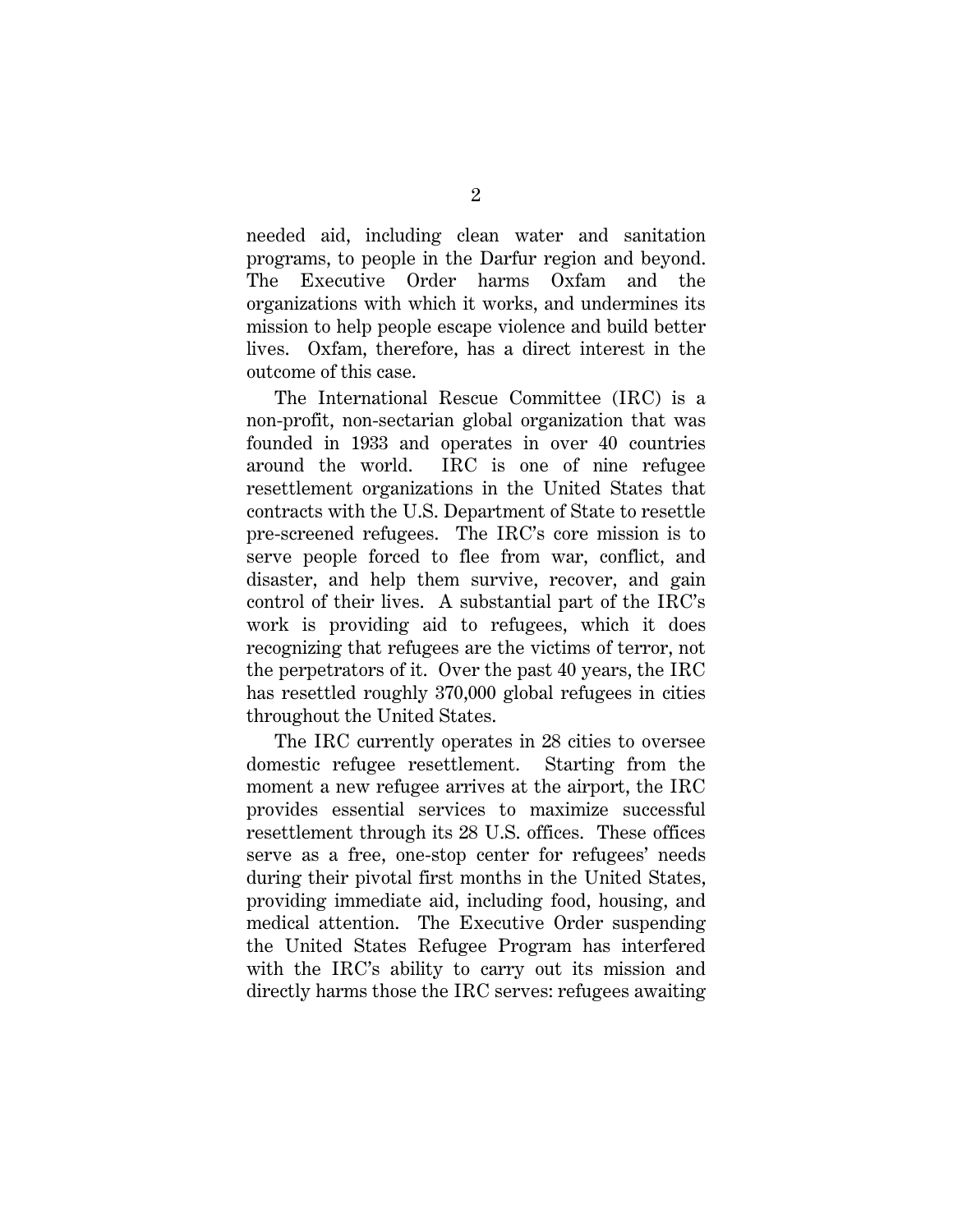needed aid, including clean water and sanitation programs, to people in the Darfur region and beyond. The Executive Order harms Oxfam and the organizations with which it works, and undermines its mission to help people escape violence and build better lives. Oxfam, therefore, has a direct interest in the outcome of this case.

The International Rescue Committee (IRC) is a non-profit, non-sectarian global organization that was founded in 1933 and operates in over 40 countries around the world. IRC is one of nine refugee resettlement organizations in the United States that contracts with the U.S. Department of State to resettle pre-screened refugees. The IRC's core mission is to serve people forced to flee from war, conflict, and disaster, and help them survive, recover, and gain control of their lives. A substantial part of the IRC's work is providing aid to refugees, which it does recognizing that refugees are the victims of terror, not the perpetrators of it. Over the past 40 years, the IRC has resettled roughly 370,000 global refugees in cities throughout the United States.

The IRC currently operates in 28 cities to oversee domestic refugee resettlement. Starting from the moment a new refugee arrives at the airport, the IRC provides essential services to maximize successful resettlement through its 28 U.S. offices. These offices serve as a free, one-stop center for refugees' needs during their pivotal first months in the United States, providing immediate aid, including food, housing, and medical attention. The Executive Order suspending the United States Refugee Program has interfered with the IRC's ability to carry out its mission and directly harms those the IRC serves: refugees awaiting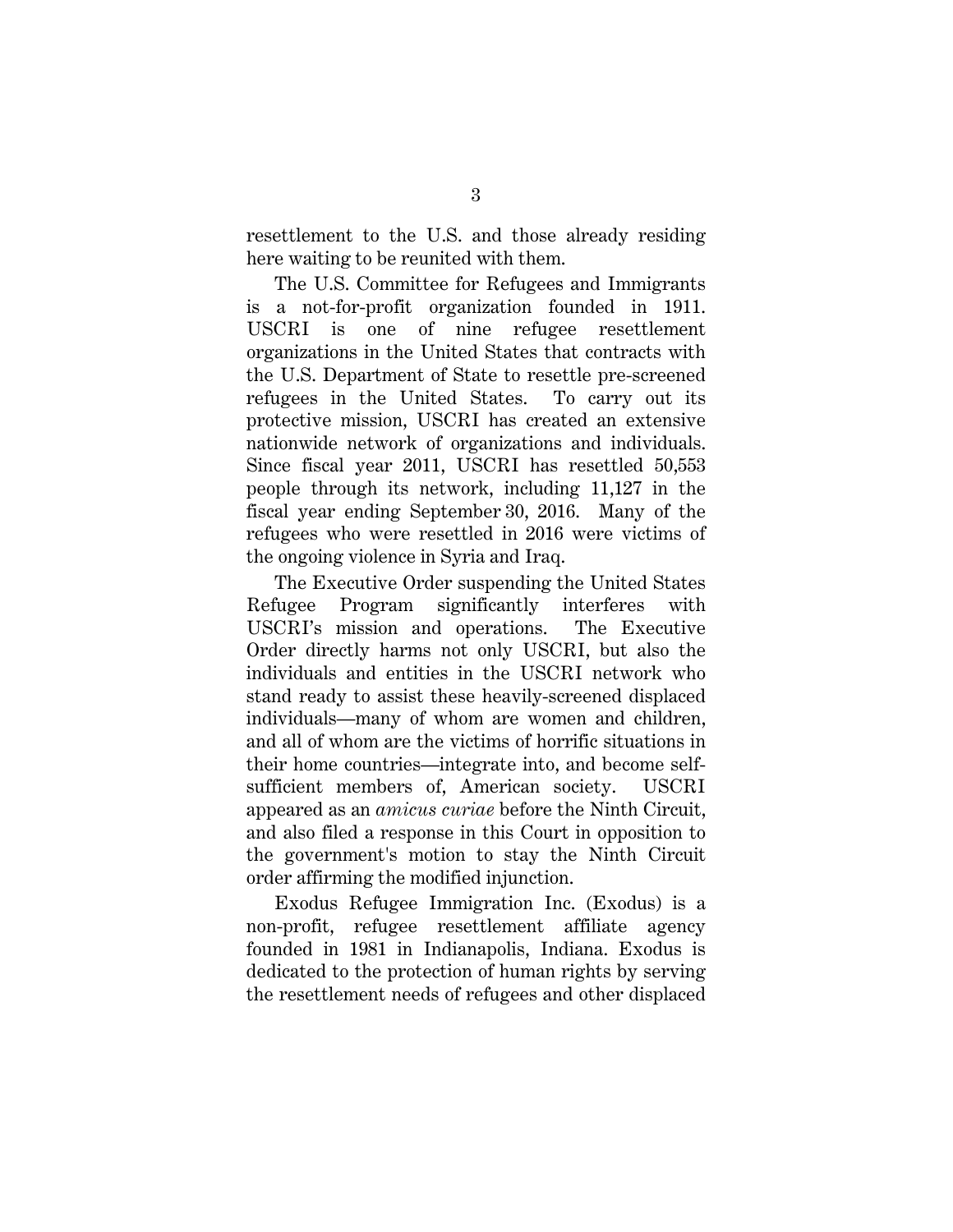resettlement to the U.S. and those already residing here waiting to be reunited with them.

The U.S. Committee for Refugees and Immigrants is a not-for-profit organization founded in 1911. USCRI is one of nine refugee resettlement organizations in the United States that contracts with the U.S. Department of State to resettle pre-screened refugees in the United States. To carry out its protective mission, USCRI has created an extensive nationwide network of organizations and individuals. Since fiscal year 2011, USCRI has resettled 50,553 people through its network, including 11,127 in the fiscal year ending September 30, 2016. Many of the refugees who were resettled in 2016 were victims of the ongoing violence in Syria and Iraq.

The Executive Order suspending the United States Refugee Program significantly interferes with USCRI's mission and operations. The Executive Order directly harms not only USCRI, but also the individuals and entities in the USCRI network who stand ready to assist these heavily-screened displaced individuals—many of whom are women and children, and all of whom are the victims of horrific situations in their home countries—integrate into, and become self-sufficient members of, American society. USCRI appeared as an *amicus curiae* before the Ninth Circuit, and also filed a response in this Court in opposition to the government's motion to stay the Ninth Circuit order affirming the modified injunction.

Exodus Refugee Immigration Inc. (Exodus) is a non-profit, refugee resettlement affiliate agency founded in 1981 in Indianapolis, Indiana. Exodus is dedicated to the protection of human rights by serving the resettlement needs of refugees and other displaced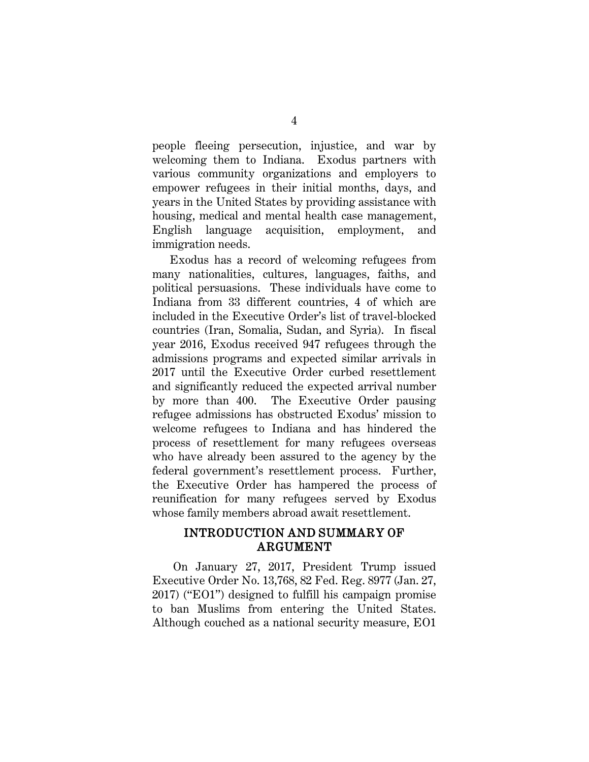people fleeing persecution, injustice, and war by welcoming them to Indiana. Exodus partners with various community organizations and employers to empower refugees in their initial months, days, and years in the United States by providing assistance with housing, medical and mental health case management, English language acquisition, employment, and immigration needs.

Exodus has a record of welcoming refugees from many nationalities, cultures, languages, faiths, and political persuasions. These individuals have come to Indiana from 33 different countries, 4 of which are included in the Executive Order's list of travel-blocked countries (Iran, Somalia, Sudan, and Syria). In fiscal year 2016, Exodus received 947 refugees through the admissions programs and expected similar arrivals in 2017 until the Executive Order curbed resettlement and significantly reduced the expected arrival number by more than 400. The Executive Order pausing refugee admissions has obstructed Exodus' mission to welcome refugees to Indiana and has hindered the process of resettlement for many refugees overseas who have already been assured to the agency by the federal government's resettlement process. Further, the Executive Order has hampered the process of reunification for many refugees served by Exodus whose family members abroad await resettlement.

## INTRODUCTION AND SUMMARY OF ARGUMENT

On January 27, 2017, President Trump issued Executive Order No. 13,768, 82 Fed. Reg. 8977 (Jan. 27, 2017) ("EO1") designed to fulfill his campaign promise to ban Muslims from entering the United States. Although couched as a national security measure, EO1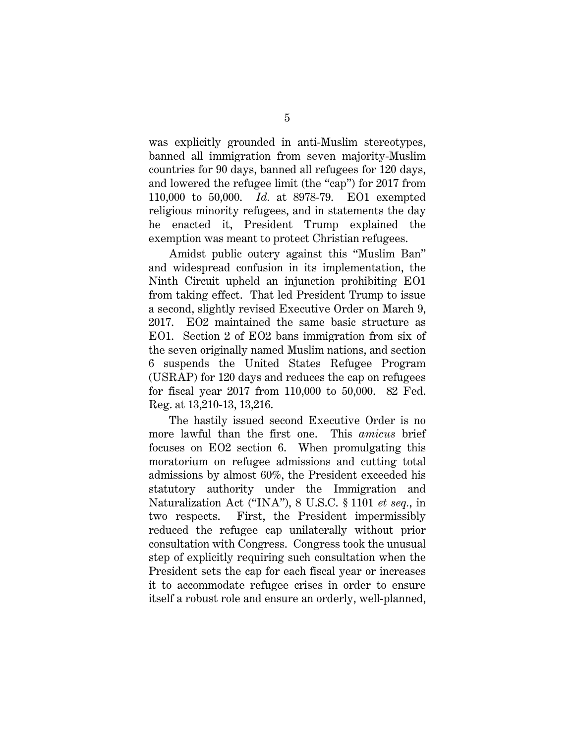was explicitly grounded in anti-Muslim stereotypes, banned all immigration from seven majority-Muslim countries for 90 days, banned all refugees for 120 days, and lowered the refugee limit (the "cap") for 2017 from 110,000 to 50,000. *Id.* at 8978-79. EO1 exempted religious minority refugees, and in statements the day he enacted it, President Trump explained the exemption was meant to protect Christian refugees.

Amidst public outcry against this "Muslim Ban" and widespread confusion in its implementation, the Ninth Circuit upheld an injunction prohibiting EO1 from taking effect. That led President Trump to issue a second, slightly revised Executive Order on March 9, 2017. EO2 maintained the same basic structure as EO1. Section 2 of EO2 bans immigration from six of the seven originally named Muslim nations, and section 6 suspends the United States Refugee Program (USRAP) for 120 days and reduces the cap on refugees for fiscal year 2017 from 110,000 to 50,000. 82 Fed. Reg. at 13,210-13, 13,216.

The hastily issued second Executive Order is no more lawful than the first one. This *amicus* brief focuses on EO2 section 6. When promulgating this moratorium on refugee admissions and cutting total admissions by almost 60%, the President exceeded his statutory authority under the Immigration and Naturalization Act ("INA"), 8 U.S.C. § 1101 *et seq.*, in two respects. First, the President impermissibly reduced the refugee cap unilaterally without prior consultation with Congress. Congress took the unusual step of explicitly requiring such consultation when the President sets the cap for each fiscal year or increases it to accommodate refugee crises in order to ensure itself a robust role and ensure an orderly, well-planned,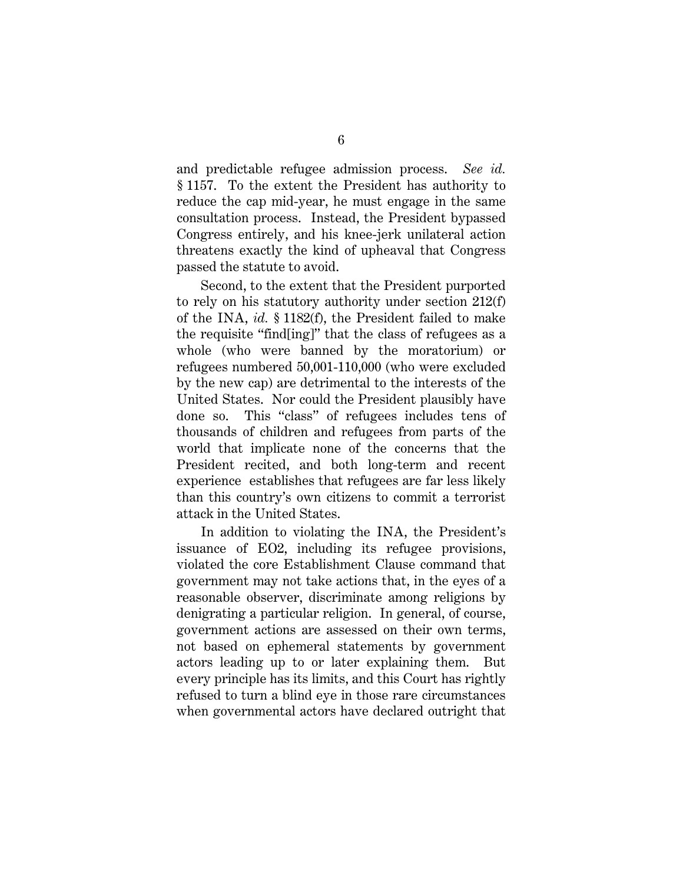and predictable refugee admission process. *See id.* § 1157. To the extent the President has authority to reduce the cap mid-year, he must engage in the same consultation process. Instead, the President bypassed Congress entirely, and his knee-jerk unilateral action threatens exactly the kind of upheaval that Congress passed the statute to avoid.

Second, to the extent that the President purported to rely on his statutory authority under section 212(f) of the INA, *id.* § 1182(f), the President failed to make the requisite "find[ing]" that the class of refugees as a whole (who were banned by the moratorium) or refugees numbered 50,001-110,000 (who were excluded by the new cap) are detrimental to the interests of the United States. Nor could the President plausibly have done so. This "class" of refugees includes tens of thousands of children and refugees from parts of the world that implicate none of the concerns that the President recited, and both long-term and recent experience establishes that refugees are far less likely than this country's own citizens to commit a terrorist attack in the United States.

In addition to violating the INA, the President's issuance of EO2, including its refugee provisions, violated the core Establishment Clause command that government may not take actions that, in the eyes of a reasonable observer, discriminate among religions by denigrating a particular religion. In general, of course, government actions are assessed on their own terms, not based on ephemeral statements by government actors leading up to or later explaining them. But every principle has its limits, and this Court has rightly refused to turn a blind eye in those rare circumstances when governmental actors have declared outright that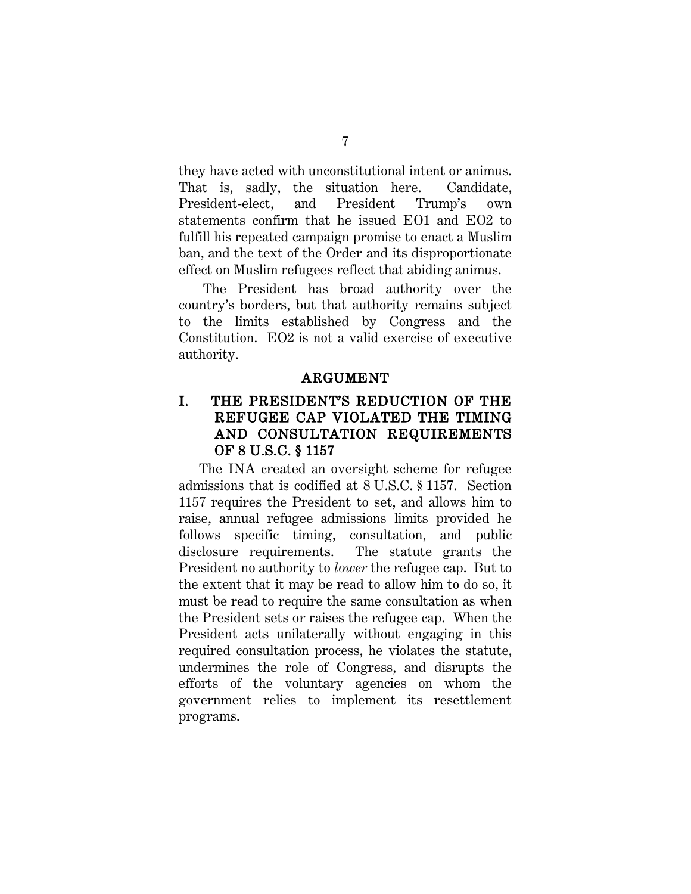they have acted with unconstitutional intent or animus. That is, sadly, the situation here. Candidate, President-elect, and President Trump's own statements confirm that he issued EO1 and EO2 to fulfill his repeated campaign promise to enact a Muslim ban, and the text of the Order and its disproportionate effect on Muslim refugees reflect that abiding animus.

The President has broad authority over the country's borders, but that authority remains subject to the limits established by Congress and the Constitution. EO2 is not a valid exercise of executive authority.

## ARGUMENT

### I. THE PRESIDENT'S REDUCTION OF THE REFUGEE CAP VIOLATED THE TIMING AND CONSULTATION REQUIREMENTS OF 8 U.S.C. § 1157

The INA created an oversight scheme for refugee admissions that is codified at 8 U.S.C. § 1157. Section 1157 requires the President to set, and allows him to raise, annual refugee admissions limits provided he follows specific timing, consultation, and public disclosure requirements. The statute grants the President no authority to *lower* the refugee cap. But to the extent that it may be read to allow him to do so, it must be read to require the same consultation as when the President sets or raises the refugee cap. When the President acts unilaterally without engaging in this required consultation process, he violates the statute, undermines the role of Congress, and disrupts the efforts of the voluntary agencies on whom the government relies to implement its resettlement programs.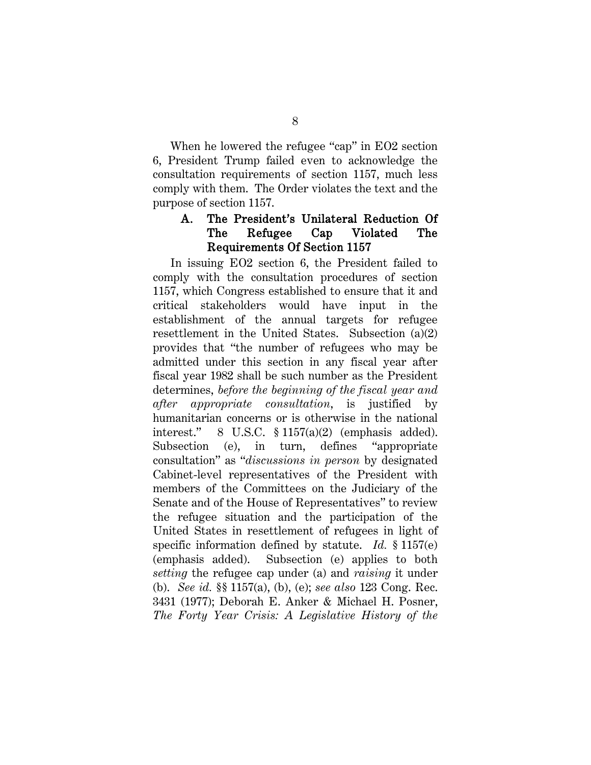When he lowered the refugee "cap" in EO2 section 6, President Trump failed even to acknowledge the consultation requirements of section 1157, much less comply with them. The Order violates the text and the purpose of section 1157.

### A. The President's Unilateral Reduction Of The Refugee Cap Violated The Requirements Of Section 1157

In issuing EO2 section 6, the President failed to comply with the consultation procedures of section 1157, which Congress established to ensure that it and critical stakeholders would have input in the establishment of the annual targets for refugee resettlement in the United States. Subsection (a)(2) provides that "the number of refugees who may be admitted under this section in any fiscal year after fiscal year 1982 shall be such number as the President determines, *before the beginning of the fiscal year and after appropriate consultation*, is justified by humanitarian concerns or is otherwise in the national interest." 8 U.S.C. § 1157(a)(2) (emphasis added). Subsection (e), in turn, defines "appropriate consultation" as "*discussions in person* by designated Cabinet-level representatives of the President with members of the Committees on the Judiciary of the Senate and of the House of Representatives" to review the refugee situation and the participation of the United States in resettlement of refugees in light of specific information defined by statute. *Id.* § 1157(e) (emphasis added). Subsection (e) applies to both *setting* the refugee cap under (a) and *raising* it under (b). *See id.* §§ 1157(a), (b), (e); *see also* 123 Cong. Rec. 3431 (1977); Deborah E. Anker & Michael H. Posner, *The Forty Year Crisis: A Legislative History of the*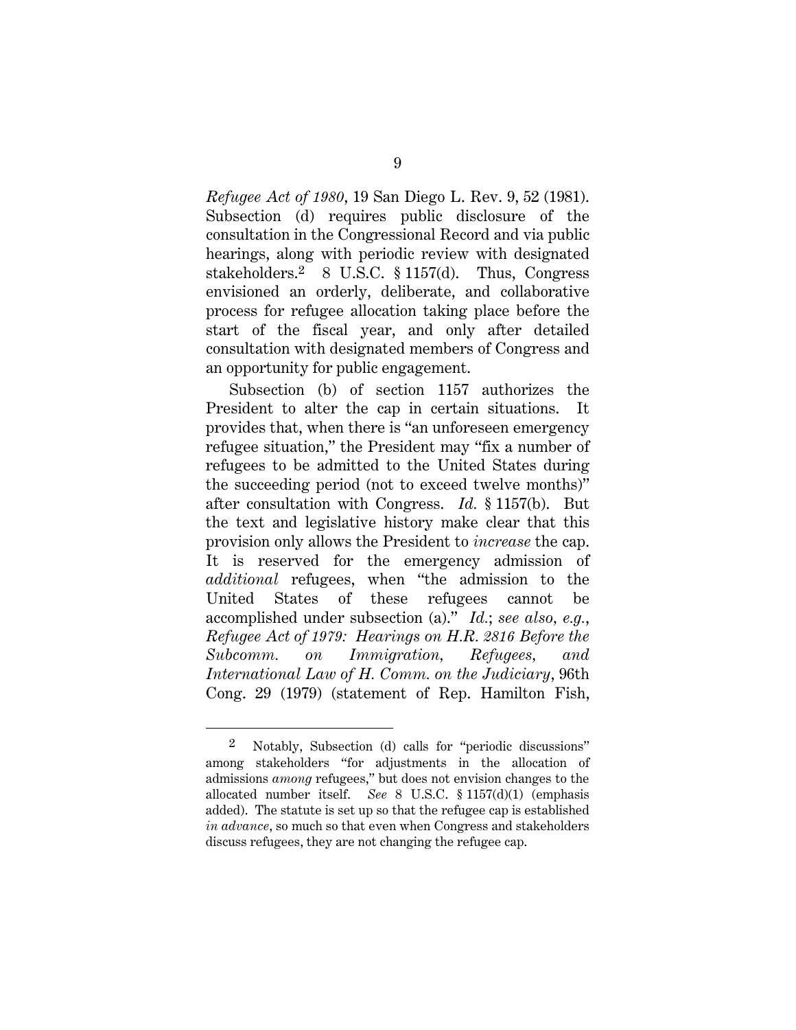*Refugee Act of 1980*, 19 San Diego L. Rev. 9, 52 (1981). Subsection (d) requires public disclosure of the consultation in the Congressional Record and via public hearings, along with periodic review with designated stakeholders.[2] 8 U.S.C. § 1157(d). Thus, Congress envisioned an orderly, deliberate, and collaborative process for refugee allocation taking place before the start of the fiscal year, and only after detailed consultation with designated members of Congress and an opportunity for public engagement.

Subsection (b) of section 1157 authorizes the President to alter the cap in certain situations. It provides that, when there is "an unforeseen emergency refugee situation," the President may "fix a number of refugees to be admitted to the United States during the succeeding period (not to exceed twelve months)" after consultation with Congress. *Id.* § 1157(b). But the text and legislative history make clear that this provision only allows the President to *increase* the cap. It is reserved for the emergency admission of *additional* refugees, when "the admission to the United States of these refugees cannot be accomplished under subsection (a)." *Id.*; *see also*, *e.g.*, *Refugee Act of 1979: Hearings on H.R. 2816 Before the Subcomm. on Immigration, Refugees, and International Law of H. Comm. on the Judiciary*, 96th Cong. 29 (1979) (statement of Rep. Hamilton Fish,

---

[2] Notably, Subsection (d) calls for "periodic discussions" among stakeholders "for adjustments in the allocation of admissions *among* refugees," but does not envision changes to the allocated number itself. *See* 8 U.S.C. § 1157(d)(1) (emphasis added). The statute is set up so that the refugee cap is established *in advance*, so much so that even when Congress and stakeholders discuss refugees, they are not changing the refugee cap.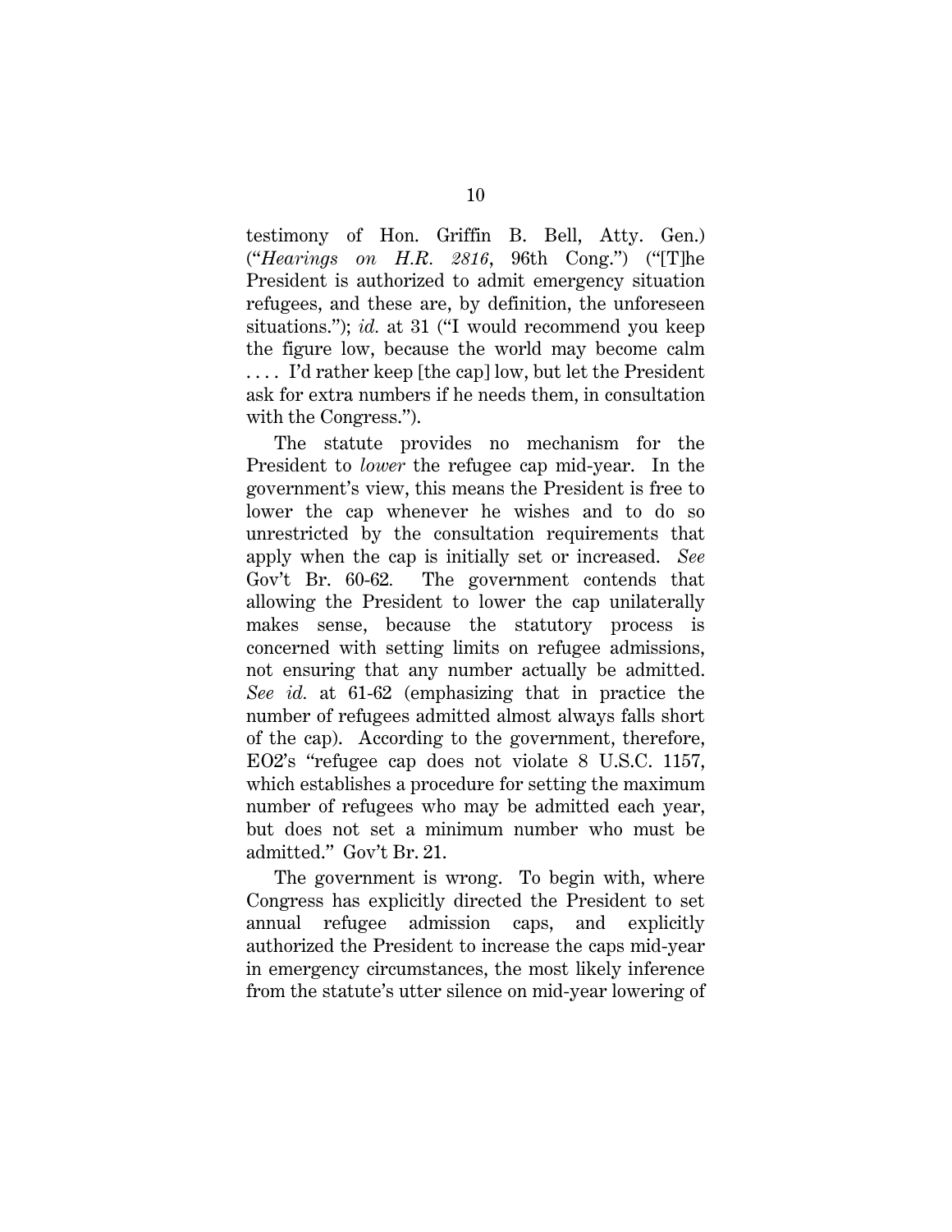testimony of Hon. Griffin B. Bell, Atty. Gen.) ("*Hearings on H.R. 2816*, 96th Cong.") ("[T]he President is authorized to admit emergency situation refugees, and these are, by definition, the unforeseen situations."); *id.* at 31 ("I would recommend you keep the figure low, because the world may become calm . . . . I'd rather keep [the cap] low, but let the President ask for extra numbers if he needs them, in consultation with the Congress.").

The statute provides no mechanism for the President to *lower* the refugee cap mid-year. In the government's view, this means the President is free to lower the cap whenever he wishes and to do so unrestricted by the consultation requirements that apply when the cap is initially set or increased. *See* Gov't Br. 60-62. The government contends that allowing the President to lower the cap unilaterally makes sense, because the statutory process is concerned with setting limits on refugee admissions, not ensuring that any number actually be admitted. *See id.* at 61-62 (emphasizing that in practice the number of refugees admitted almost always falls short of the cap). According to the government, therefore, EO2's "refugee cap does not violate 8 U.S.C. 1157, which establishes a procedure for setting the maximum number of refugees who may be admitted each year, but does not set a minimum number who must be admitted." Gov't Br. 21.

The government is wrong. To begin with, where Congress has explicitly directed the President to set annual refugee admission caps, and explicitly authorized the President to increase the caps mid-year in emergency circumstances, the most likely inference from the statute's utter silence on mid-year lowering of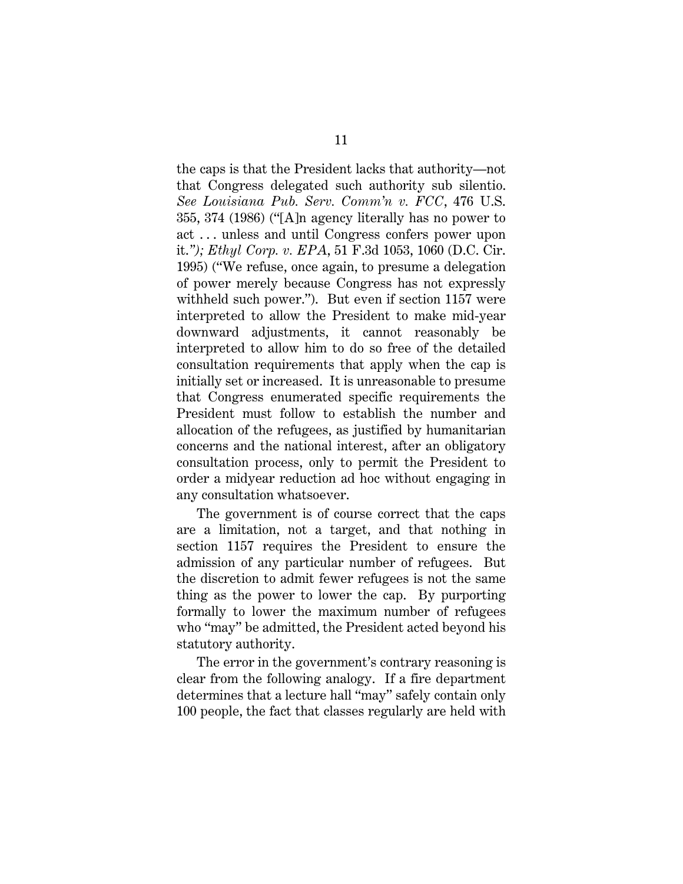the caps is that the President lacks that authority—not that Congress delegated such authority sub silentio. *See Louisiana Pub. Serv. Comm'n v. FCC*, 476 U.S. 355, 374 (1986) ("[A]n agency literally has no power to act . . . unless and until Congress confers power upon it."*); Ethyl Corp. v. EPA*, 51 F.3d 1053, 1060 (D.C. Cir. 1995) ("We refuse, once again, to presume a delegation of power merely because Congress has not expressly withheld such power."). But even if section 1157 were interpreted to allow the President to make mid-year downward adjustments, it cannot reasonably be interpreted to allow him to do so free of the detailed consultation requirements that apply when the cap is initially set or increased. It is unreasonable to presume that Congress enumerated specific requirements the President must follow to establish the number and allocation of the refugees, as justified by humanitarian concerns and the national interest, after an obligatory consultation process, only to permit the President to order a midyear reduction ad hoc without engaging in any consultation whatsoever.

The government is of course correct that the caps are a limitation, not a target, and that nothing in section 1157 requires the President to ensure the admission of any particular number of refugees. But the discretion to admit fewer refugees is not the same thing as the power to lower the cap. By purporting formally to lower the maximum number of refugees who "may" be admitted, the President acted beyond his statutory authority.

The error in the government's contrary reasoning is clear from the following analogy. If a fire department determines that a lecture hall "may" safely contain only 100 people, the fact that classes regularly are held with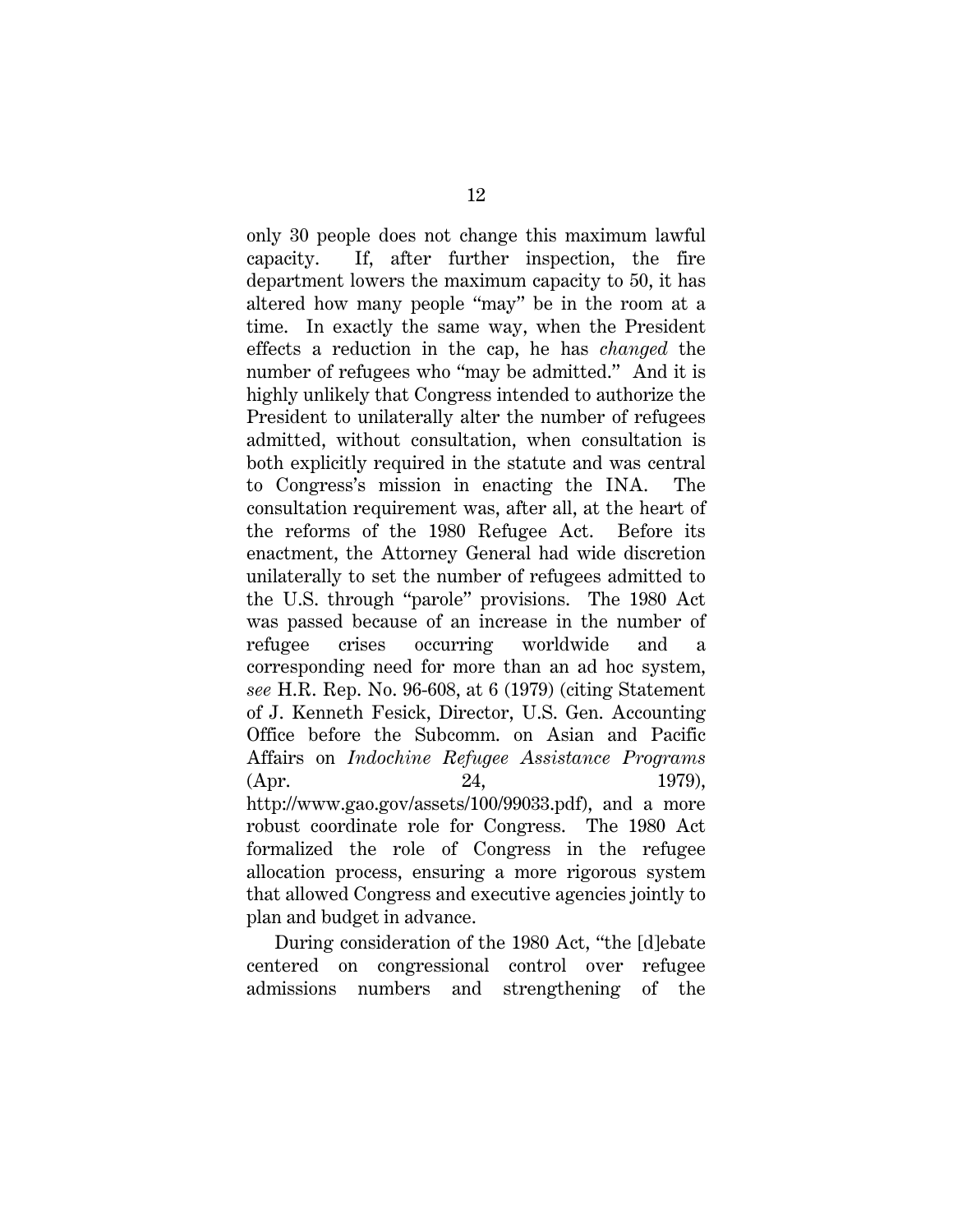only 30 people does not change this maximum lawful capacity. If, after further inspection, the fire department lowers the maximum capacity to 50, it has altered how many people "may" be in the room at a time. In exactly the same way, when the President effects a reduction in the cap, he has *changed* the number of refugees who "may be admitted." And it is highly unlikely that Congress intended to authorize the President to unilaterally alter the number of refugees admitted, without consultation, when consultation is both explicitly required in the statute and was central to Congress's mission in enacting the INA. The consultation requirement was, after all, at the heart of the reforms of the 1980 Refugee Act. Before its enactment, the Attorney General had wide discretion unilaterally to set the number of refugees admitted to the U.S. through "parole" provisions. The 1980 Act was passed because of an increase in the number of refugee crises occurring worldwide and a corresponding need for more than an ad hoc system, *see* H.R. Rep. No. 96-608, at 6 (1979) (citing Statement of J. Kenneth Fesick, Director, U.S. Gen. Accounting Office before the Subcomm. on Asian and Pacific Affairs on *Indochine Refugee Assistance Programs* (Apr. 24, 1979), http://www.gao.gov/assets/100/99033.pdf), and a more robust coordinate role for Congress. The 1980 Act formalized the role of Congress in the refugee allocation process, ensuring a more rigorous system that allowed Congress and executive agencies jointly to plan and budget in advance.

During consideration of the 1980 Act, "the [d]ebate centered on congressional control over refugee admissions numbers and strengthening of the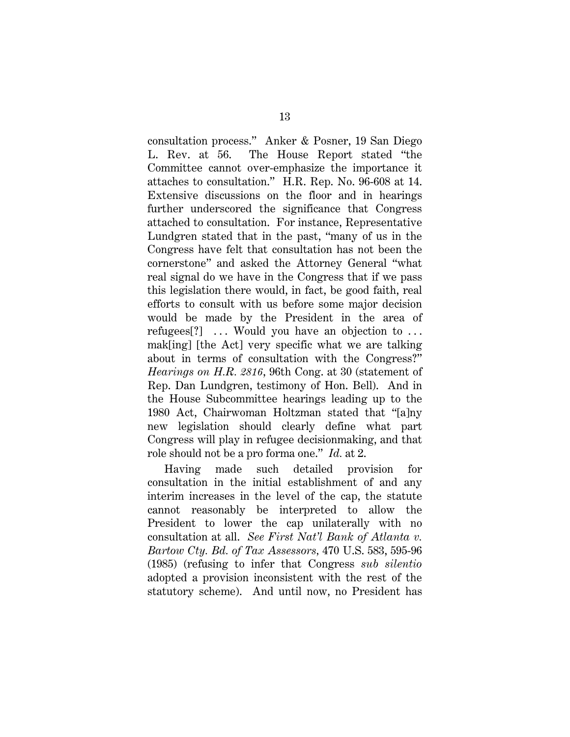consultation process." Anker & Posner, 19 San Diego L. Rev. at 56. The House Report stated "the Committee cannot over-emphasize the importance it attaches to consultation." H.R. Rep. No. 96-608 at 14. Extensive discussions on the floor and in hearings further underscored the significance that Congress attached to consultation. For instance, Representative Lundgren stated that in the past, "many of us in the Congress have felt that consultation has not been the cornerstone" and asked the Attorney General "what real signal do we have in the Congress that if we pass this legislation there would, in fact, be good faith, real efforts to consult with us before some major decision would be made by the President in the area of refugees[?] . . . Would you have an objection to . . . mak[ing] [the Act] very specific what we are talking about in terms of consultation with the Congress?" *Hearings on H.R. 2816*, 96th Cong. at 30 (statement of Rep. Dan Lundgren, testimony of Hon. Bell). And in the House Subcommittee hearings leading up to the 1980 Act, Chairwoman Holtzman stated that "[a]ny new legislation should clearly define what part Congress will play in refugee decisionmaking, and that role should not be a pro forma one." *Id.* at 2.

Having made such detailed provision for consultation in the initial establishment of and any interim increases in the level of the cap, the statute cannot reasonably be interpreted to allow the President to lower the cap unilaterally with no consultation at all. *See First Nat'l Bank of Atlanta v. Bartow Cty. Bd. of Tax Assessors*, 470 U.S. 583, 595-96 (1985) (refusing to infer that Congress *sub silentio* adopted a provision inconsistent with the rest of the statutory scheme). And until now, no President has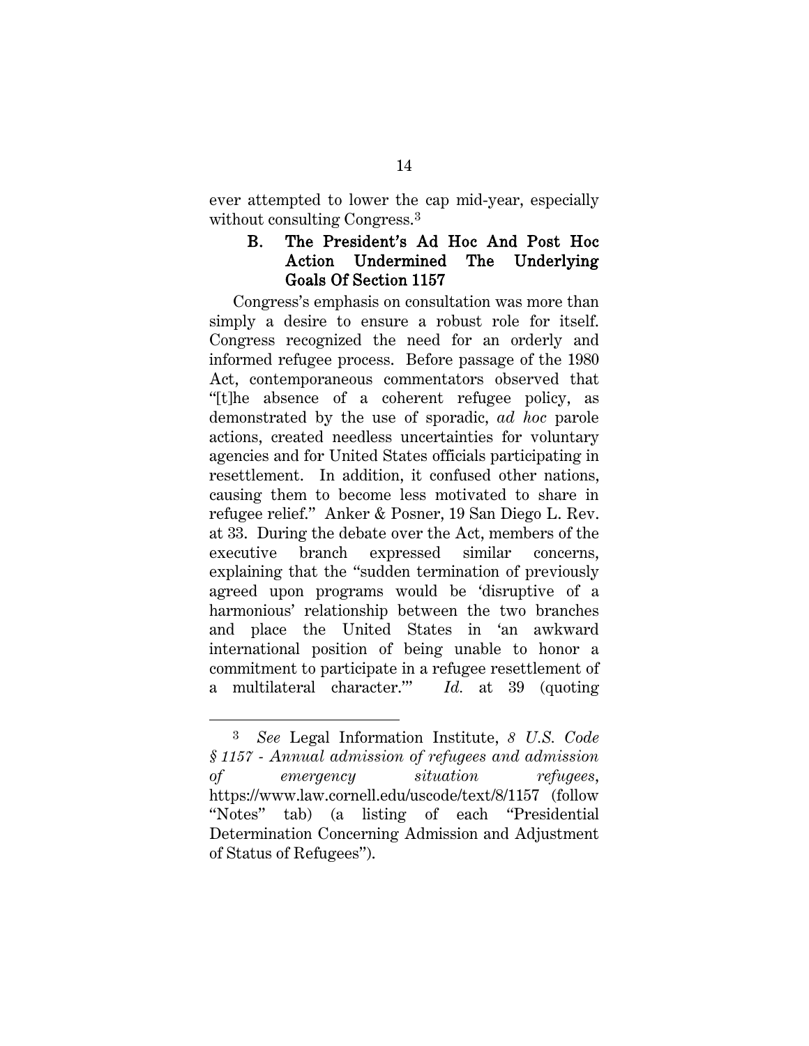ever attempted to lower the cap mid-year, especially without consulting Congress.[3]

### B. The President's Ad Hoc And Post Hoc Action Undermined The Underlying Goals Of Section 1157

Congress's emphasis on consultation was more than simply a desire to ensure a robust role for itself. Congress recognized the need for an orderly and informed refugee process. Before passage of the 1980 Act, contemporaneous commentators observed that "[t]he absence of a coherent refugee policy, as demonstrated by the use of sporadic, *ad hoc* parole actions, created needless uncertainties for voluntary agencies and for United States officials participating in resettlement. In addition, it confused other nations, causing them to become less motivated to share in refugee relief." Anker & Posner, 19 San Diego L. Rev. at 33. During the debate over the Act, members of the executive branch expressed similar concerns, explaining that the "sudden termination of previously agreed upon programs would be 'disruptive of a harmonious' relationship between the two branches and place the United States in 'an awkward international position of being unable to honor a commitment to participate in a refugee resettlement of a multilateral character.'" *Id.* at 39 (quoting

---

[3] *See* Legal Information Institute, *8 U.S. Code § 1157 - Annual admission of refugees and admission of emergency situation refugees*, https://www.law.cornell.edu/uscode/text/8/1157 (follow "Notes" tab) (a listing of each "Presidential Determination Concerning Admission and Adjustment of Status of Refugees").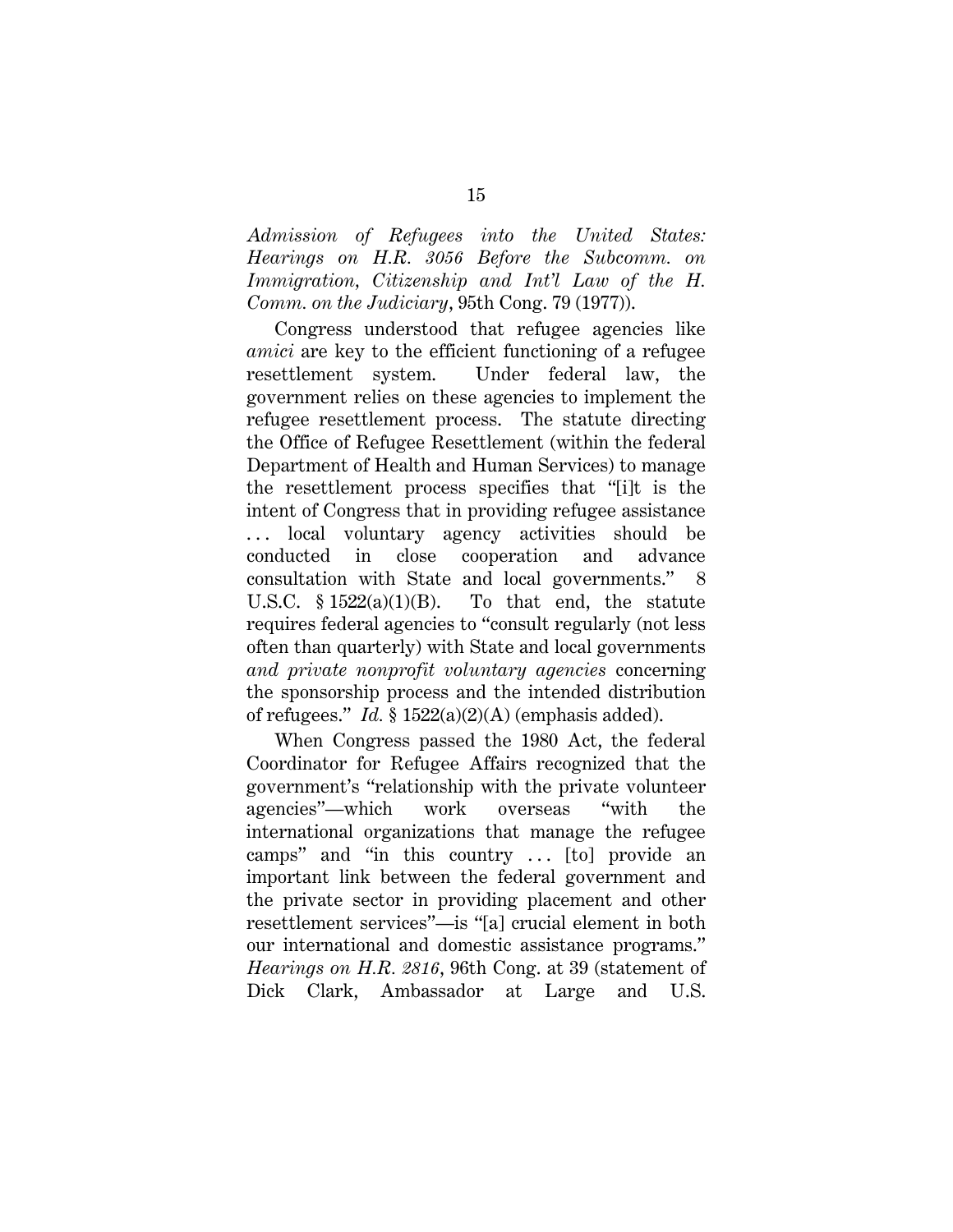*Admission of Refugees into the United States: Hearings on H.R. 3056 Before the Subcomm. on Immigration, Citizenship and Int'l Law of the H. Comm. on the Judiciary*, 95th Cong. 79 (1977)).

Congress understood that refugee agencies like *amici* are key to the efficient functioning of a refugee resettlement system. Under federal law, the government relies on these agencies to implement the refugee resettlement process. The statute directing the Office of Refugee Resettlement (within the federal Department of Health and Human Services) to manage the resettlement process specifies that "[i]t is the intent of Congress that in providing refugee assistance . . . local voluntary agency activities should be conducted in close cooperation and advance consultation with State and local governments." 8 U.S.C. § 1522(a)(1)(B). To that end, the statute requires federal agencies to "consult regularly (not less often than quarterly) with State and local governments *and private nonprofit voluntary agencies* concerning the sponsorship process and the intended distribution of refugees." *Id.* § 1522(a)(2)(A) (emphasis added).

When Congress passed the 1980 Act, the federal Coordinator for Refugee Affairs recognized that the government's "relationship with the private volunteer agencies"—which work overseas "with the international organizations that manage the refugee camps" and "in this country . . . [to] provide an important link between the federal government and the private sector in providing placement and other resettlement services"—is "[a] crucial element in both our international and domestic assistance programs." *Hearings on H.R. 2816*, 96th Cong. at 39 (statement of Dick Clark, Ambassador at Large and U.S.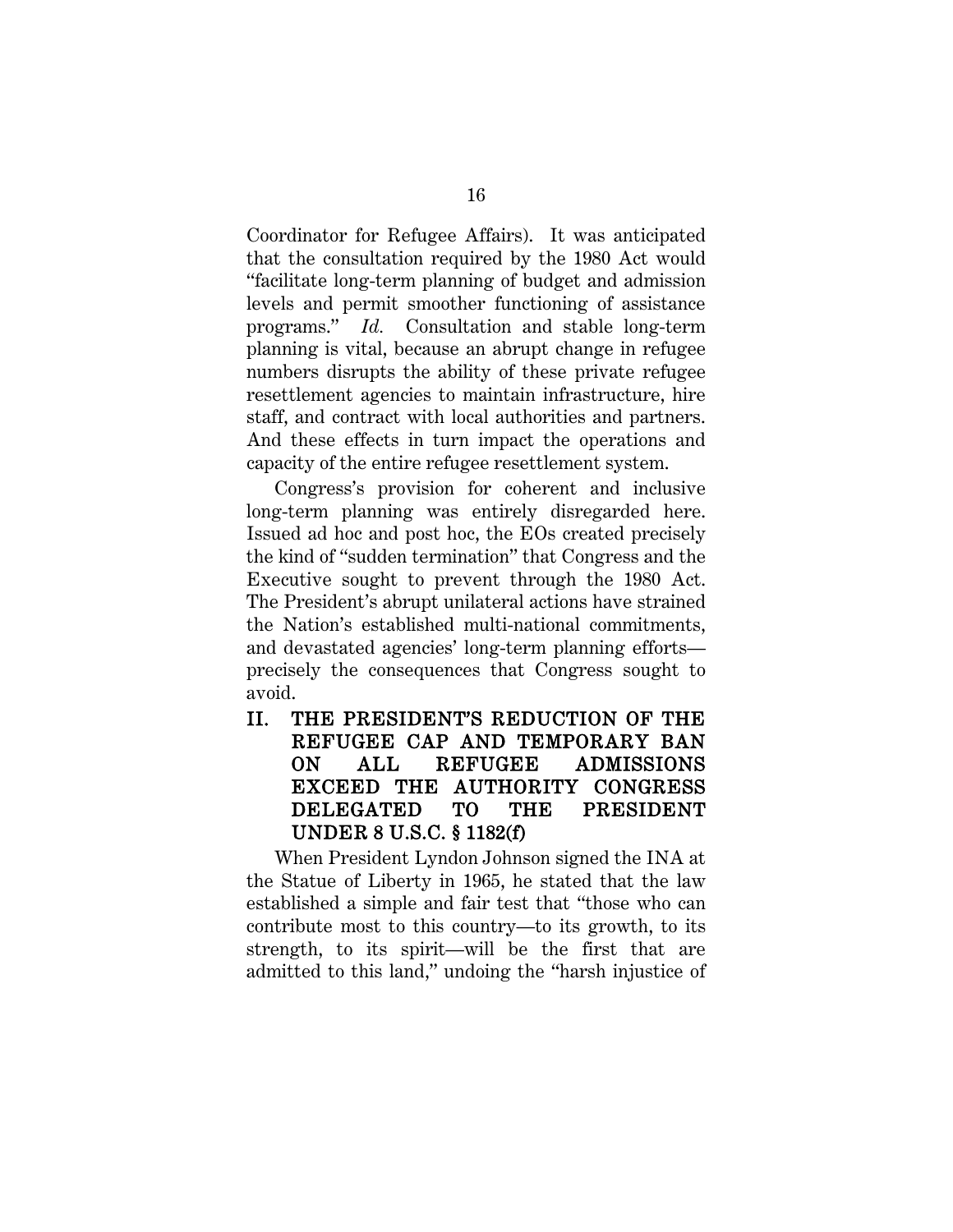Coordinator for Refugee Affairs). It was anticipated that the consultation required by the 1980 Act would "facilitate long-term planning of budget and admission levels and permit smoother functioning of assistance programs." *Id.* Consultation and stable long-term planning is vital, because an abrupt change in refugee numbers disrupts the ability of these private refugee resettlement agencies to maintain infrastructure, hire staff, and contract with local authorities and partners. And these effects in turn impact the operations and capacity of the entire refugee resettlement system.

Congress's provision for coherent and inclusive long-term planning was entirely disregarded here. Issued ad hoc and post hoc, the EOs created precisely the kind of "sudden termination" that Congress and the Executive sought to prevent through the 1980 Act. The President's abrupt unilateral actions have strained the Nation's established multi-national commitments, and devastated agencies' long-term planning efforts—precisely the consequences that Congress sought to avoid.

## II. THE PRESIDENT'S REDUCTION OF THE REFUGEE CAP AND TEMPORARY BAN ON ALL REFUGEE ADMISSIONS EXCEED THE AUTHORITY CONGRESS DELEGATED TO THE PRESIDENT UNDER 8 U.S.C. § 1182(f)

When President Lyndon Johnson signed the INA at the Statue of Liberty in 1965, he stated that the law established a simple and fair test that "those who can contribute most to this country—to its growth, to its strength, to its spirit—will be the first that are admitted to this land," undoing the "harsh injustice of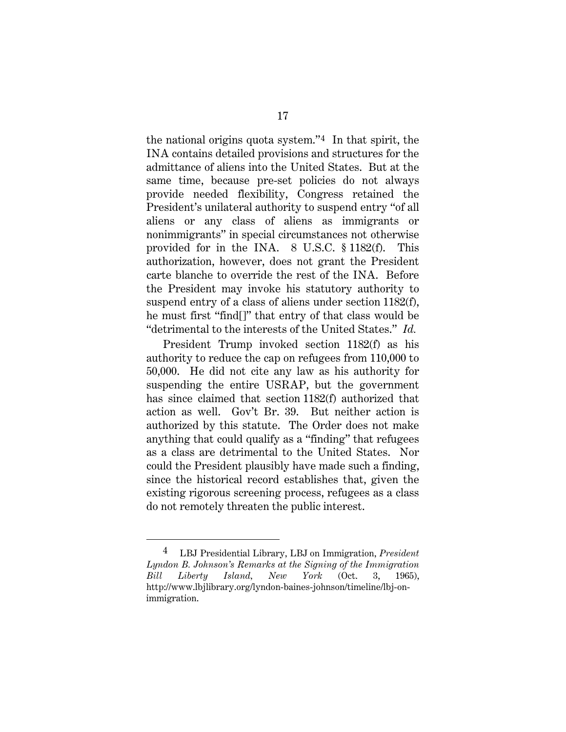the national origins quota system."[4] In that spirit, the INA contains detailed provisions and structures for the admittance of aliens into the United States. But at the same time, because pre-set policies do not always provide needed flexibility, Congress retained the President's unilateral authority to suspend entry "of all aliens or any class of aliens as immigrants or nonimmigrants" in special circumstances not otherwise provided for in the INA. 8 U.S.C. § 1182(f). This authorization, however, does not grant the President carte blanche to override the rest of the INA. Before the President may invoke his statutory authority to suspend entry of a class of aliens under section 1182(f), he must first "find[]" that entry of that class would be "detrimental to the interests of the United States." *Id.*

President Trump invoked section 1182(f) as his authority to reduce the cap on refugees from 110,000 to 50,000. He did not cite any law as his authority for suspending the entire USRAP, but the government has since claimed that section 1182(f) authorized that action as well. Gov't Br. 39. But neither action is authorized by this statute. The Order does not make anything that could qualify as a "finding" that refugees as a class are detrimental to the United States. Nor could the President plausibly have made such a finding, since the historical record establishes that, given the existing rigorous screening process, refugees as a class do not remotely threaten the public interest.

---

[4] LBJ Presidential Library, LBJ on Immigration, *President Lyndon B. Johnson's Remarks at the Signing of the Immigration Bill Liberty Island, New York* (Oct. 3, 1965), http://www.lbjlibrary.org/lyndon-baines-johnson/timeline/lbj-on-immigration.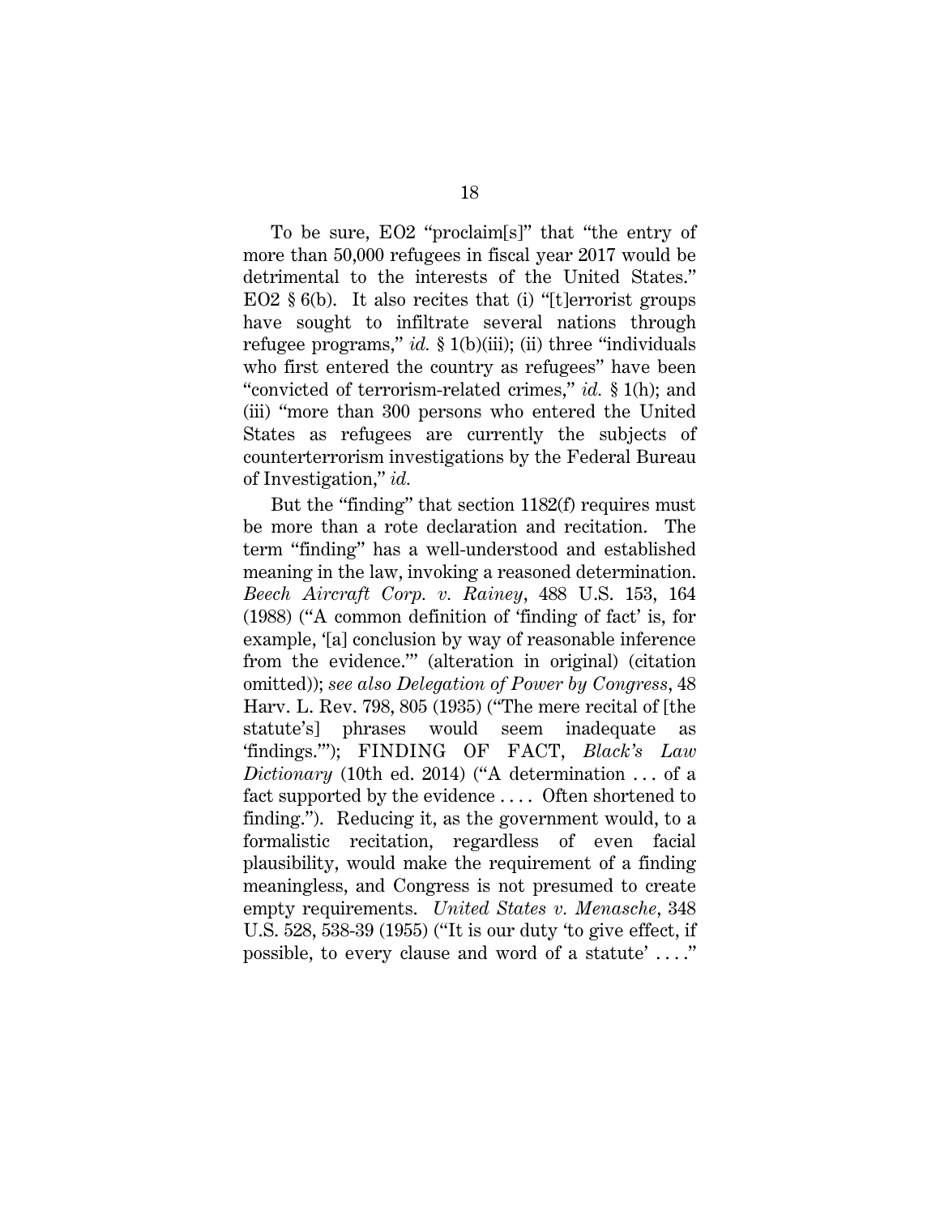To be sure, EO2 "proclaim[s]" that "the entry of more than 50,000 refugees in fiscal year 2017 would be detrimental to the interests of the United States." EO2 § 6(b). It also recites that (i) "[t]errorist groups have sought to infiltrate several nations through refugee programs," *id.* § 1(b)(iii); (ii) three "individuals who first entered the country as refugees" have been "convicted of terrorism-related crimes," *id.* § 1(h); and (iii) "more than 300 persons who entered the United States as refugees are currently the subjects of counterterrorism investigations by the Federal Bureau of Investigation," *id.*

But the "finding" that section 1182(f) requires must be more than a rote declaration and recitation. The term "finding" has a well-understood and established meaning in the law, invoking a reasoned determination. *Beech Aircraft Corp. v. Rainey*, 488 U.S. 153, 164 (1988) ("A common definition of 'finding of fact' is, for example, '[a] conclusion by way of reasonable inference from the evidence.'" (alteration in original) (citation omitted)); *see also Delegation of Power by Congress*, 48 Harv. L. Rev. 798, 805 (1935) ("The mere recital of [the statute's] phrases would seem inadequate as 'findings.'"); FINDING OF FACT, *Black's Law Dictionary* (10th ed. 2014) ("A determination . . . of a fact supported by the evidence . . . . Often shortened to finding."). Reducing it, as the government would, to a formalistic recitation, regardless of even facial plausibility, would make the requirement of a finding meaningless, and Congress is not presumed to create empty requirements. *United States v. Menasche*, 348 U.S. 528, 538-39 (1955) ("It is our duty 'to give effect, if possible, to every clause and word of a statute' . . . ."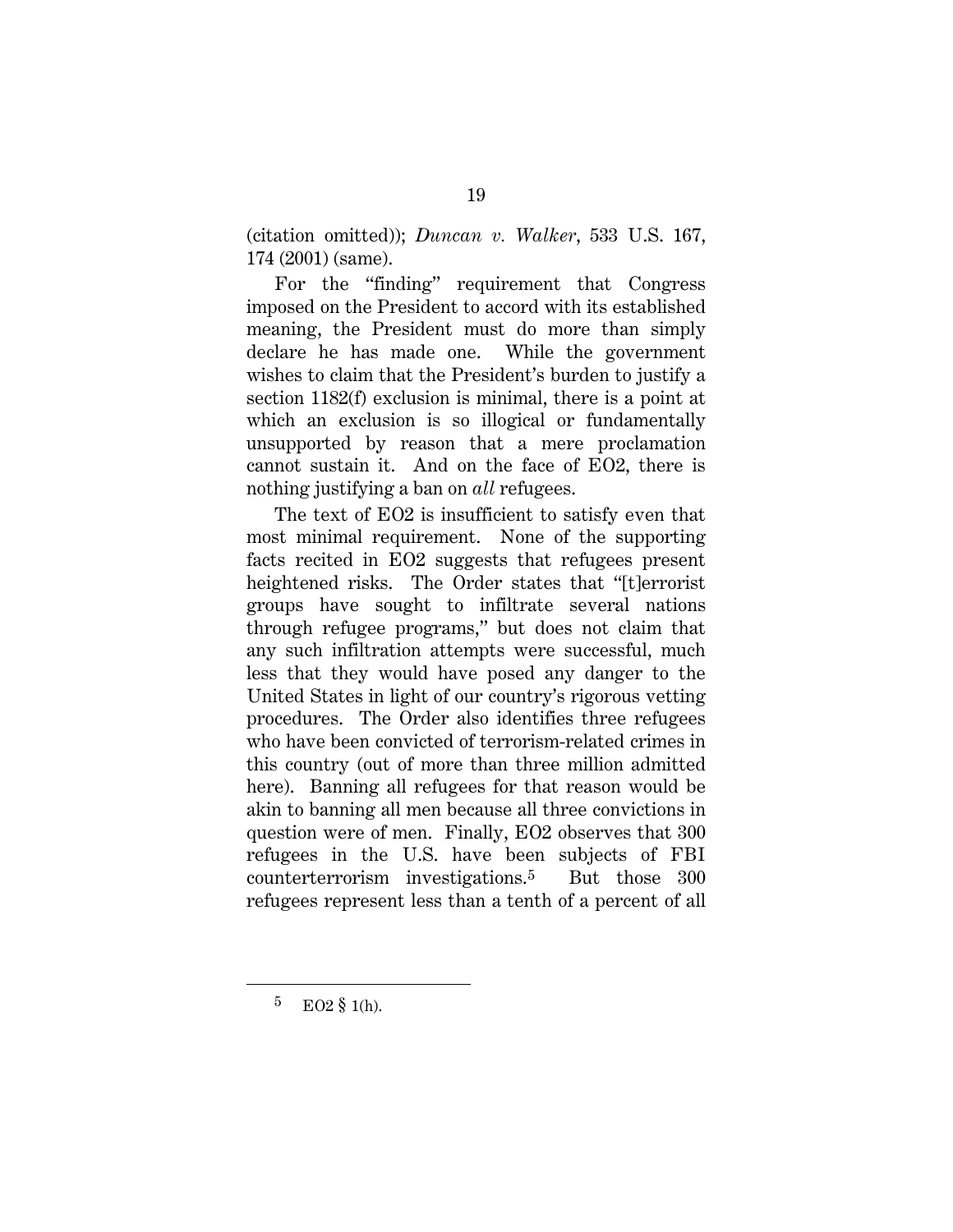(citation omitted)); *Duncan v. Walker*, 533 U.S. 167, 174 (2001) (same).

For the "finding" requirement that Congress imposed on the President to accord with its established meaning, the President must do more than simply declare he has made one. While the government wishes to claim that the President's burden to justify a section 1182(f) exclusion is minimal, there is a point at which an exclusion is so illogical or fundamentally unsupported by reason that a mere proclamation cannot sustain it. And on the face of EO2, there is nothing justifying a ban on *all* refugees.

The text of EO2 is insufficient to satisfy even that most minimal requirement. None of the supporting facts recited in EO2 suggests that refugees present heightened risks. The Order states that "[t]errorist groups have sought to infiltrate several nations through refugee programs," but does not claim that any such infiltration attempts were successful, much less that they would have posed any danger to the United States in light of our country's rigorous vetting procedures. The Order also identifies three refugees who have been convicted of terrorism-related crimes in this country (out of more than three million admitted here). Banning all refugees for that reason would be akin to banning all men because all three convictions in question were of men. Finally, EO2 observes that 300 refugees in the U.S. have been subjects of FBI counterterrorism investigations.[5] But those 300 refugees represent less than a tenth of a percent of all

---

[5] EO2 § 1(h).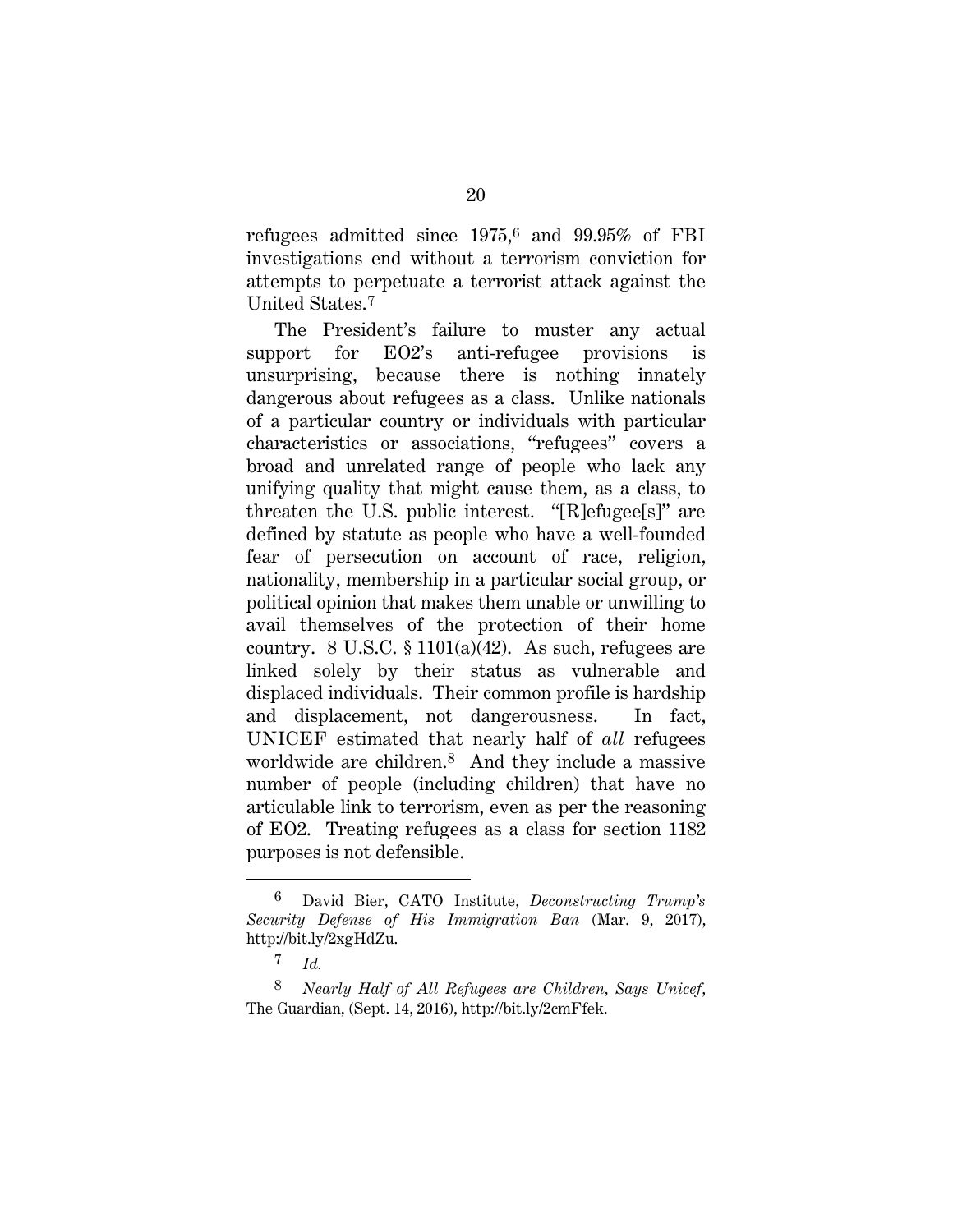refugees admitted since 1975,[6] and 99.95% of FBI investigations end without a terrorism conviction for attempts to perpetuate a terrorist attack against the United States.[7]

The President's failure to muster any actual support for EO2's anti-refugee provisions is unsurprising, because there is nothing innately dangerous about refugees as a class. Unlike nationals of a particular country or individuals with particular characteristics or associations, "refugees" covers a broad and unrelated range of people who lack any unifying quality that might cause them, as a class, to threaten the U.S. public interest. "[R]efugee[s]" are defined by statute as people who have a well-founded fear of persecution on account of race, religion, nationality, membership in a particular social group, or political opinion that makes them unable or unwilling to avail themselves of the protection of their home country. 8 U.S.C. § 1101(a)(42). As such, refugees are linked solely by their status as vulnerable and displaced individuals. Their common profile is hardship and displacement, not dangerousness. In fact, UNICEF estimated that nearly half of *all* refugees worldwide are children.[8] And they include a massive number of people (including children) that have no articulable link to terrorism, even as per the reasoning of EO2. Treating refugees as a class for section 1182 purposes is not defensible.

---

[6] David Bier, CATO Institute, *Deconstructing Trump's Security Defense of His Immigration Ban* (Mar. 9, 2017), http://bit.ly/2xgHdZu.

[7] *Id.*

[8] *Nearly Half of All Refugees are Children, Says Unicef*, The Guardian, (Sept. 14, 2016), http://bit.ly/2cmFfek.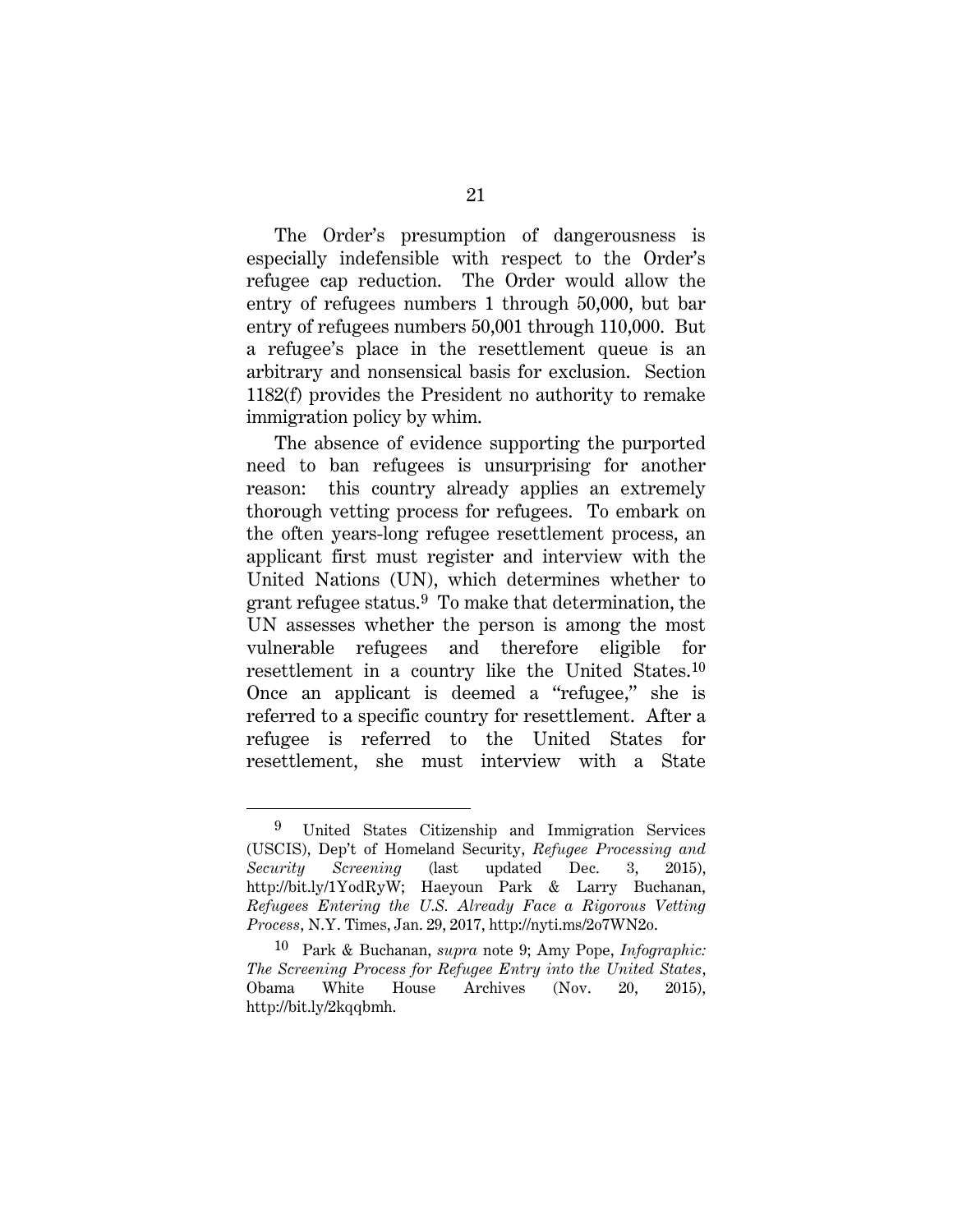The Order's presumption of dangerousness is especially indefensible with respect to the Order's refugee cap reduction. The Order would allow the entry of refugees numbers 1 through 50,000, but bar entry of refugees numbers 50,001 through 110,000. But a refugee's place in the resettlement queue is an arbitrary and nonsensical basis for exclusion. Section 1182(f) provides the President no authority to remake immigration policy by whim.

The absence of evidence supporting the purported need to ban refugees is unsurprising for another reason: this country already applies an extremely thorough vetting process for refugees. To embark on the often years-long refugee resettlement process, an applicant first must register and interview with the United Nations (UN), which determines whether to grant refugee status.[9] To make that determination, the UN assesses whether the person is among the most vulnerable refugees and therefore eligible for resettlement in a country like the United States.[10] Once an applicant is deemed a "refugee," she is referred to a specific country for resettlement. After a refugee is referred to the United States for resettlement, she must interview with a State

---

[9] United States Citizenship and Immigration Services (USCIS), Dep't of Homeland Security, *Refugee Processing and Security Screening* (last updated Dec. 3, 2015), http://bit.ly/1YodRyW; Haeyoun Park & Larry Buchanan, *Refugees Entering the U.S. Already Face a Rigorous Vetting Process*, N.Y. Times, Jan. 29, 2017, http://nyti.ms/2o7WN2o.

[10] Park & Buchanan, *supra* note 9; Amy Pope, *Infographic: The Screening Process for Refugee Entry into the United States*, Obama White House Archives (Nov. 20, 2015), http://bit.ly/2kqqbmh.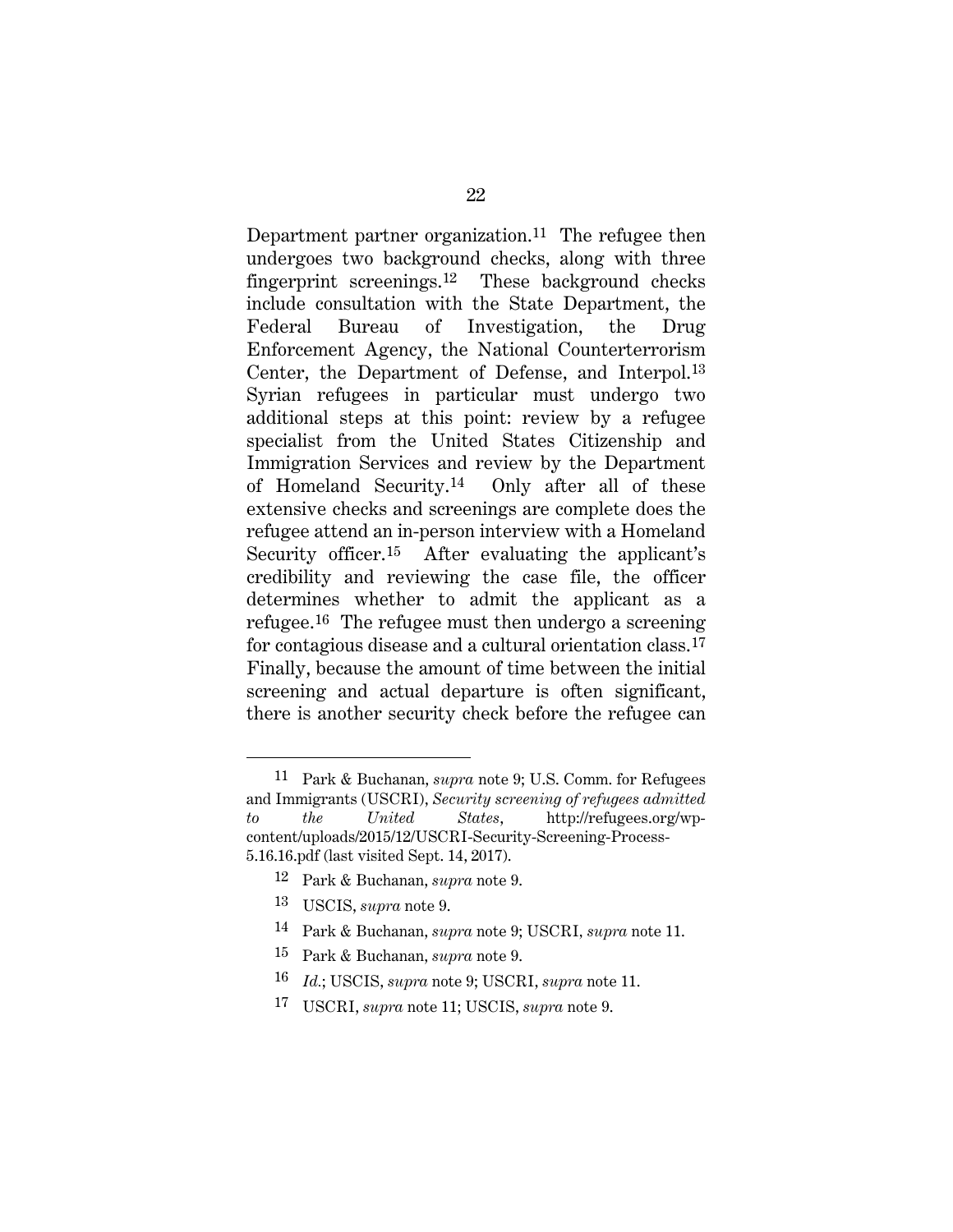Department partner organization.[11] The refugee then undergoes two background checks, along with three fingerprint screenings.[12] These background checks include consultation with the State Department, the Federal Bureau of Investigation, the Drug Enforcement Agency, the National Counterterrorism Center, the Department of Defense, and Interpol.[13] Syrian refugees in particular must undergo two additional steps at this point: review by a refugee specialist from the United States Citizenship and Immigration Services and review by the Department of Homeland Security.[14] Only after all of these extensive checks and screenings are complete does the refugee attend an in-person interview with a Homeland Security officer.[15] After evaluating the applicant's credibility and reviewing the case file, the officer determines whether to admit the applicant as a refugee.[16] The refugee must then undergo a screening for contagious disease and a cultural orientation class.[17] Finally, because the amount of time between the initial screening and actual departure is often significant, there is another security check before the refugee can

---

[11] Park & Buchanan, *supra* note 9; U.S. Comm. for Refugees and Immigrants (USCRI), *Security screening of refugees admitted to the United States*, http://refugees.org/wp-content/uploads/2015/12/USCRI-Security-Screening-Process-5.16.16.pdf (last visited Sept. 14, 2017).

[12] Park & Buchanan, *supra* note 9.

[13] USCIS, *supra* note 9.

[14] Park & Buchanan, *supra* note 9; USCRI, *supra* note 11.

[15] Park & Buchanan, *supra* note 9.

[16] *Id.*; USCIS, *supra* note 9; USCRI, *supra* note 11.

[17] USCRI, *supra* note 11; USCIS, *supra* note 9.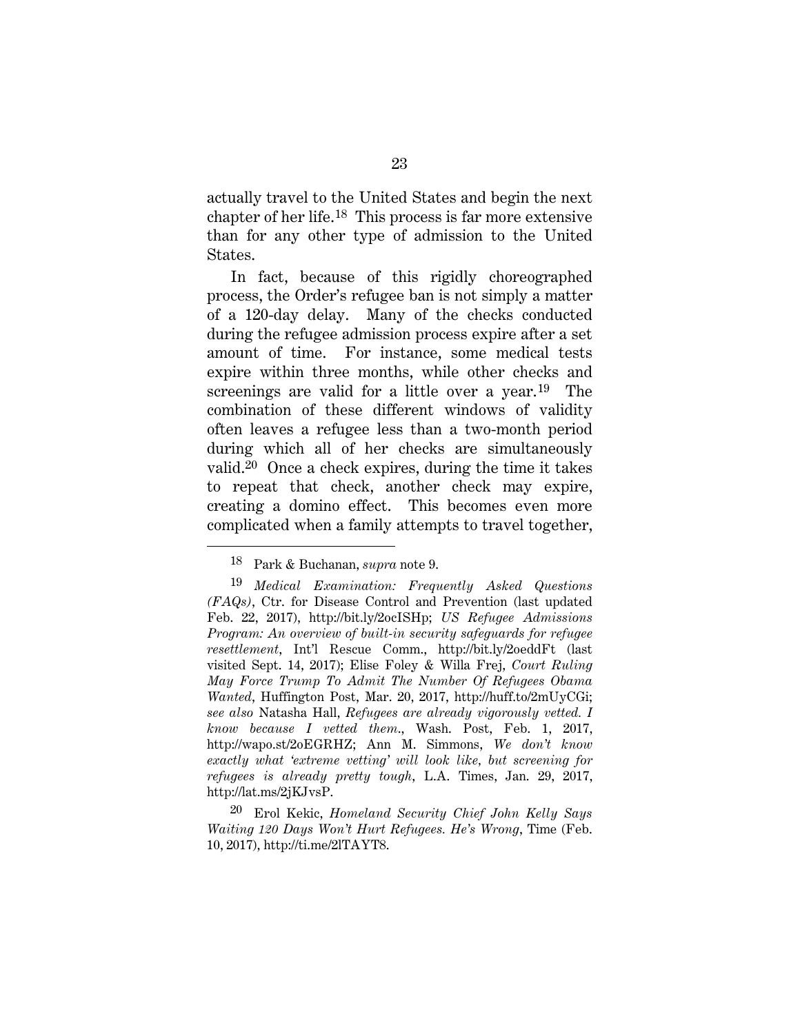actually travel to the United States and begin the next chapter of her life.[18] This process is far more extensive than for any other type of admission to the United States.

In fact, because of this rigidly choreographed process, the Order's refugee ban is not simply a matter of a 120-day delay. Many of the checks conducted during the refugee admission process expire after a set amount of time. For instance, some medical tests expire within three months, while other checks and screenings are valid for a little over a year.[19] The combination of these different windows of validity often leaves a refugee less than a two-month period during which all of her checks are simultaneously valid.[20] Once a check expires, during the time it takes to repeat that check, another check may expire, creating a domino effect. This becomes even more complicated when a family attempts to travel together,

---

[18] Park & Buchanan, *supra* note 9.

[19] *Medical Examination: Frequently Asked Questions (FAQs)*, Ctr. for Disease Control and Prevention (last updated Feb. 22, 2017), http://bit.ly/2ocISHp; *US Refugee Admissions Program: An overview of built-in security safeguards for refugee resettlement*, Int'l Rescue Comm., http://bit.ly/2oeddFt (last visited Sept. 14, 2017); Elise Foley & Willa Frej, *Court Ruling May Force Trump To Admit The Number Of Refugees Obama Wanted*, Huffington Post, Mar. 20, 2017, http://huff.to/2mUyCGi; *see also* Natasha Hall, *Refugees are already vigorously vetted. I know because I vetted them.*, Wash. Post, Feb. 1, 2017, http://wapo.st/2oEGRHZ; Ann M. Simmons, *We don't know exactly what 'extreme vetting' will look like, but screening for refugees is already pretty tough*, L.A. Times, Jan. 29, 2017, http://lat.ms/2jKJvsP.

[20] Erol Kekic, *Homeland Security Chief John Kelly Says Waiting 120 Days Won't Hurt Refugees. He's Wrong*, Time (Feb. 10, 2017), http://ti.me/2lTAYT8.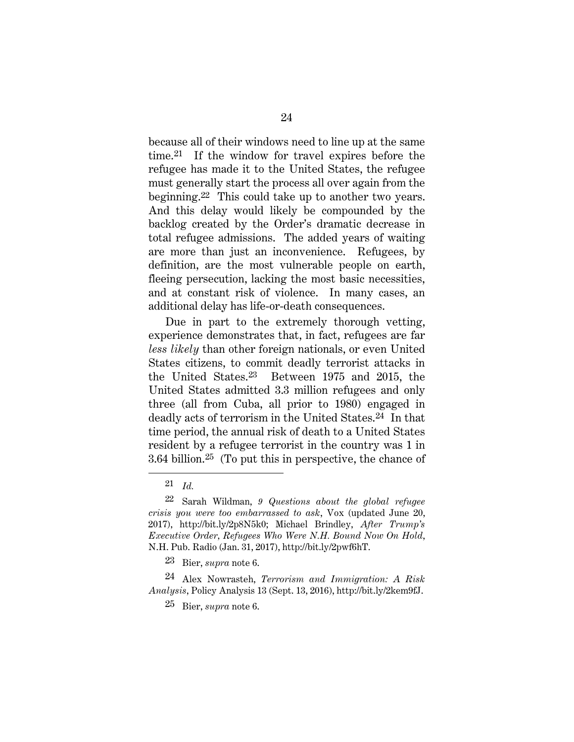because all of their windows need to line up at the same time.[21] If the window for travel expires before the refugee has made it to the United States, the refugee must generally start the process all over again from the beginning.[22] This could take up to another two years. And this delay would likely be compounded by the backlog created by the Order's dramatic decrease in total refugee admissions. The added years of waiting are more than just an inconvenience. Refugees, by definition, are the most vulnerable people on earth, fleeing persecution, lacking the most basic necessities, and at constant risk of violence. In many cases, an additional delay has life-or-death consequences.

Due in part to the extremely thorough vetting, experience demonstrates that, in fact, refugees are far *less likely* than other foreign nationals, or even United States citizens, to commit deadly terrorist attacks in the United States.[23] Between 1975 and 2015, the United States admitted 3.3 million refugees and only three (all from Cuba, all prior to 1980) engaged in deadly acts of terrorism in the United States.[24] In that time period, the annual risk of death to a United States resident by a refugee terrorist in the country was 1 in 3.64 billion.[25] (To put this in perspective, the chance of

---

[21] *Id.*

[22] Sarah Wildman, *9 Questions about the global refugee crisis you were too embarrassed to ask*, Vox (updated June 20, 2017), http://bit.ly/2p8N5k0; Michael Brindley, *After Trump's Executive Order, Refugees Who Were N.H. Bound Now On Hold*, N.H. Pub. Radio (Jan. 31, 2017), http://bit.ly/2pwf6hT.

[23] Bier, *supra* note 6.

[24] Alex Nowrasteh, *Terrorism and Immigration: A Risk Analysis*, Policy Analysis 13 (Sept. 13, 2016), http://bit.ly/2kem9fJ.

[25] Bier, *supra* note 6.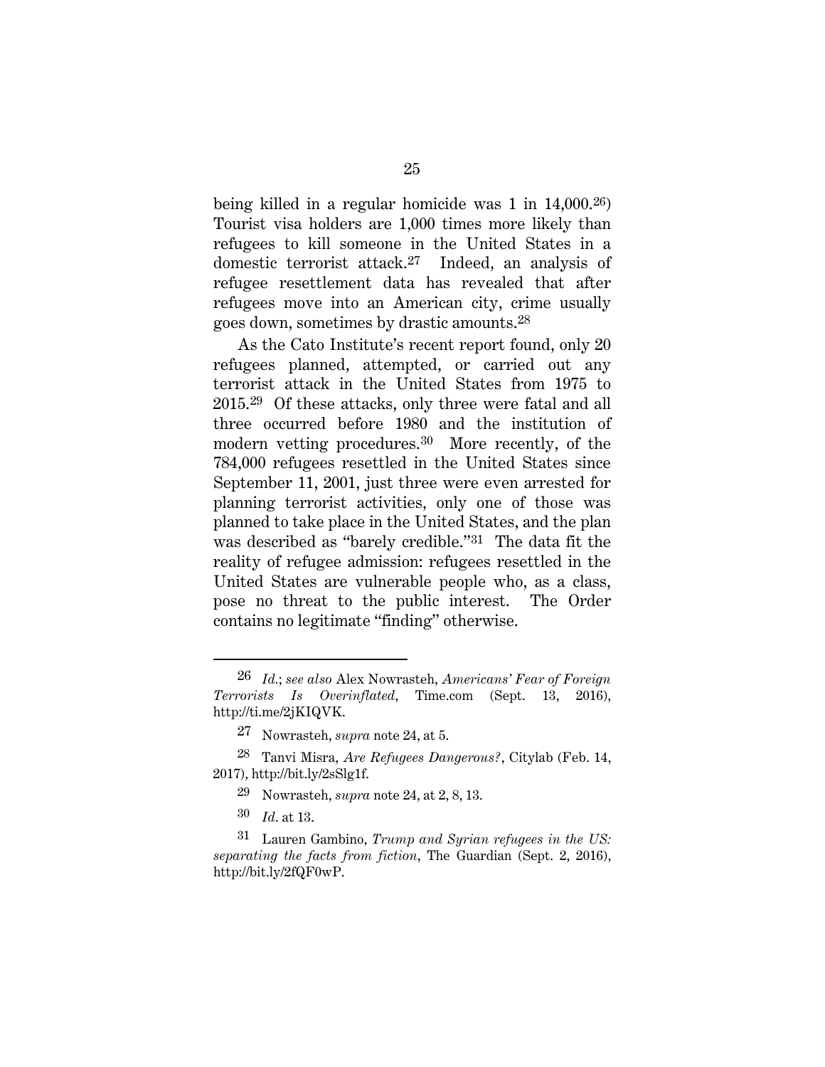being killed in a regular homicide was 1 in 14,000.[26]) Tourist visa holders are 1,000 times more likely than refugees to kill someone in the United States in a domestic terrorist attack.[27] Indeed, an analysis of refugee resettlement data has revealed that after refugees move into an American city, crime usually goes down, sometimes by drastic amounts.[28]

As the Cato Institute's recent report found, only 20 refugees planned, attempted, or carried out any terrorist attack in the United States from 1975 to 2015.[29] Of these attacks, only three were fatal and all three occurred before 1980 and the institution of modern vetting procedures.[30] More recently, of the 784,000 refugees resettled in the United States since September 11, 2001, just three were even arrested for planning terrorist activities, only one of those was planned to take place in the United States, and the plan was described as "barely credible."[31] The data fit the reality of refugee admission: refugees resettled in the United States are vulnerable people who, as a class, pose no threat to the public interest. The Order contains no legitimate "finding" otherwise.

---

[26] *Id.*; *see also* Alex Nowrasteh, *Americans' Fear of Foreign Terrorists Is Overinflated*, Time.com (Sept. 13, 2016), http://ti.me/2jKIQVK.

[27] Nowrasteh, *supra* note 24, at 5.

[28] Tanvi Misra, *Are Refugees Dangerous?*, Citylab (Feb. 14, 2017), http://bit.ly/2sSlg1f.

[29] Nowrasteh, *supra* note 24, at 2, 8, 13.

[30] *Id.* at 13.

[31] Lauren Gambino, *Trump and Syrian refugees in the US: separating the facts from fiction*, The Guardian (Sept. 2, 2016), http://bit.ly/2fQF0wP.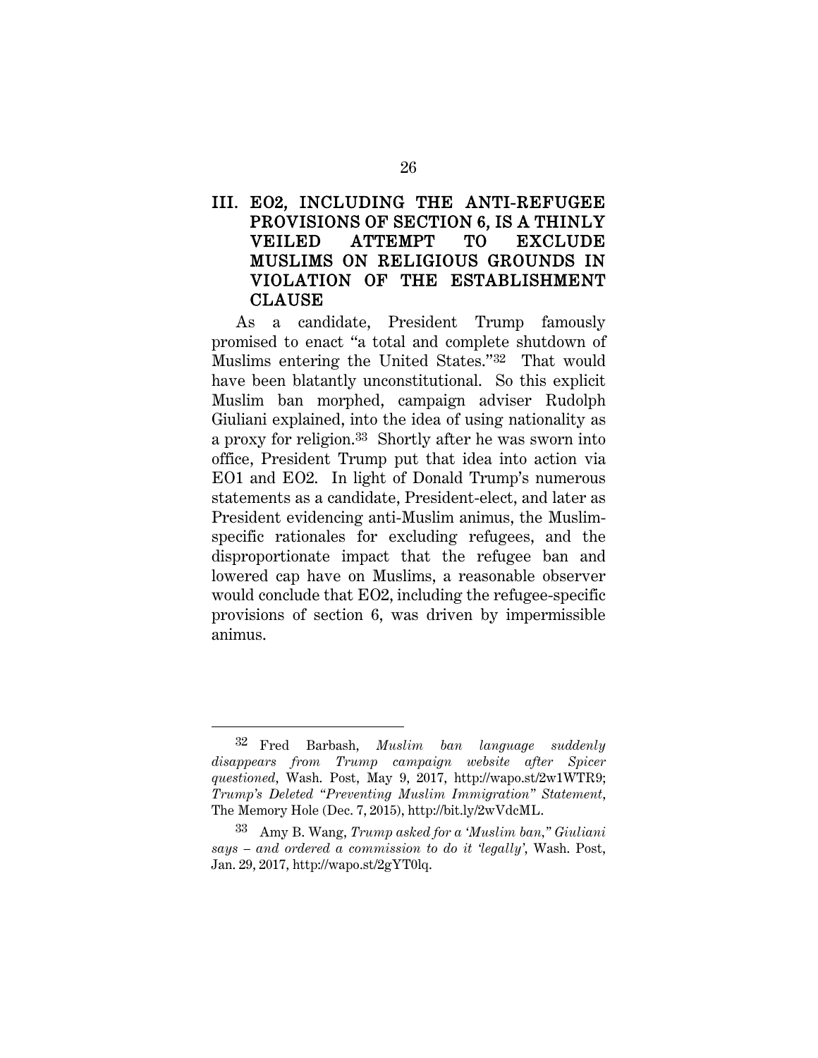## III. EO2, INCLUDING THE ANTI-REFUGEE PROVISIONS OF SECTION 6, IS A THINLY VEILED ATTEMPT TO EXCLUDE MUSLIMS ON RELIGIOUS GROUNDS IN VIOLATION OF THE ESTABLISHMENT CLAUSE

As a candidate, President Trump famously promised to enact "a total and complete shutdown of Muslims entering the United States."[32] That would have been blatantly unconstitutional. So this explicit Muslim ban morphed, campaign adviser Rudolph Giuliani explained, into the idea of using nationality as a proxy for religion.[33] Shortly after he was sworn into office, President Trump put that idea into action via EO1 and EO2. In light of Donald Trump's numerous statements as a candidate, President-elect, and later as President evidencing anti-Muslim animus, the Muslim-specific rationales for excluding refugees, and the disproportionate impact that the refugee ban and lowered cap have on Muslims, a reasonable observer would conclude that EO2, including the refugee-specific provisions of section 6, was driven by impermissible animus.

---

[32] Fred Barbash, *Muslim ban language suddenly disappears from Trump campaign website after Spicer questioned*, Wash. Post, May 9, 2017, http://wapo.st/2w1WTR9; *Trump's Deleted "Preventing Muslim Immigration" Statement*, The Memory Hole (Dec. 7, 2015), http://bit.ly/2wVdcML.

[33] Amy B. Wang, *Trump asked for a 'Muslim ban," Giuliani says – and ordered a commission to do it 'legally'*, Wash. Post, Jan. 29, 2017, http://wapo.st/2gYT0lq.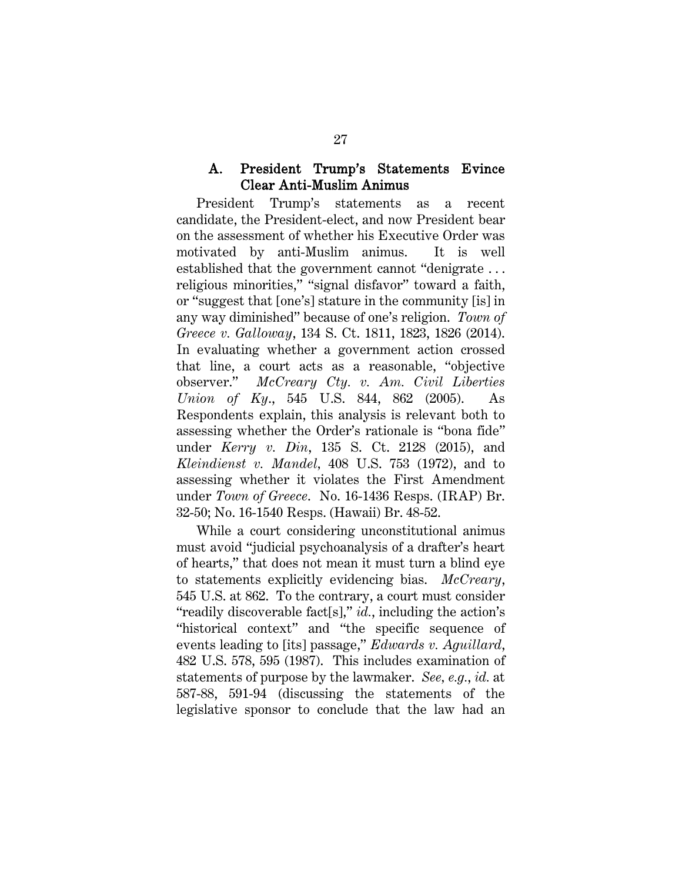### A. President Trump's Statements Evince Clear Anti-Muslim Animus

President Trump's statements as a recent candidate, the President-elect, and now President bear on the assessment of whether his Executive Order was motivated by anti-Muslim animus. It is well established that the government cannot "denigrate . . . religious minorities," "signal disfavor" toward a faith, or "suggest that [one's] stature in the community [is] in any way diminished" because of one's religion. *Town of Greece v. Galloway*, 134 S. Ct. 1811, 1823, 1826 (2014). In evaluating whether a government action crossed that line, a court acts as a reasonable, "objective observer." *McCreary Cty. v. Am. Civil Liberties Union of Ky.*, 545 U.S. 844, 862 (2005). As Respondents explain, this analysis is relevant both to assessing whether the Order's rationale is "bona fide" under *Kerry v. Din*, 135 S. Ct. 2128 (2015), and *Kleindienst v. Mandel*, 408 U.S. 753 (1972), and to assessing whether it violates the First Amendment under *Town of Greece*. No. 16-1436 Resps. (IRAP) Br. 32-50; No. 16-1540 Resps. (Hawaii) Br. 48-52.

While a court considering unconstitutional animus must avoid "judicial psychoanalysis of a drafter's heart of hearts," that does not mean it must turn a blind eye to statements explicitly evidencing bias. *McCreary*, 545 U.S. at 862. To the contrary, a court must consider "readily discoverable fact[s]," *id.*, including the action's "historical context" and "the specific sequence of events leading to [its] passage," *Edwards v. Aguillard*, 482 U.S. 578, 595 (1987). This includes examination of statements of purpose by the lawmaker. *See, e.g.*, *id.* at 587-88, 591-94 (discussing the statements of the legislative sponsor to conclude that the law had an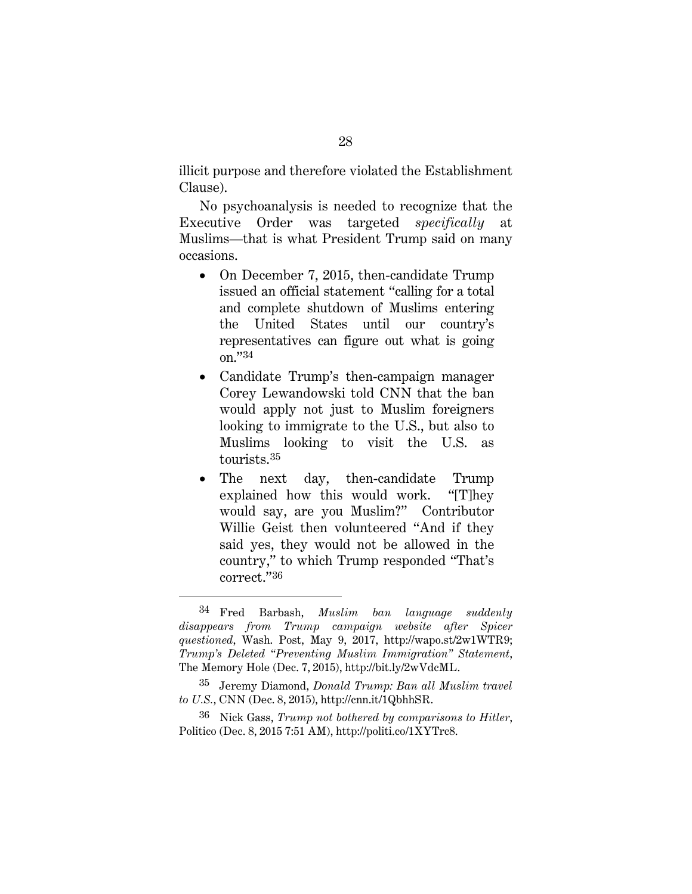illicit purpose and therefore violated the Establishment Clause).

No psychoanalysis is needed to recognize that the Executive Order was targeted *specifically* at Muslims—that is what President Trump said on many occasions.

- On December 7, 2015, then-candidate Trump issued an official statement "calling for a total and complete shutdown of Muslims entering the United States until our country's representatives can figure out what is going on."[34]
- Candidate Trump's then-campaign manager Corey Lewandowski told CNN that the ban would apply not just to Muslim foreigners looking to immigrate to the U.S., but also to Muslims looking to visit the U.S. as tourists.[35]
- The next day, then-candidate Trump explained how this would work. "[T]hey would say, are you Muslim?" Contributor Willie Geist then volunteered "And if they said yes, they would not be allowed in the country," to which Trump responded "That's correct."[36]

---

[34] Fred Barbash, *Muslim ban language suddenly disappears from Trump campaign website after Spicer questioned*, Wash. Post, May 9, 2017, http://wapo.st/2w1WTR9; *Trump's Deleted "Preventing Muslim Immigration" Statement*, The Memory Hole (Dec. 7, 2015), http://bit.ly/2wVdcML.

[35] Jeremy Diamond, *Donald Trump: Ban all Muslim travel to U.S.*, CNN (Dec. 8, 2015), http://cnn.it/1QbhhSR.

[36] Nick Gass, *Trump not bothered by comparisons to Hitler*, Politico (Dec. 8, 2015 7:51 AM), http://politi.co/1XYTrc8.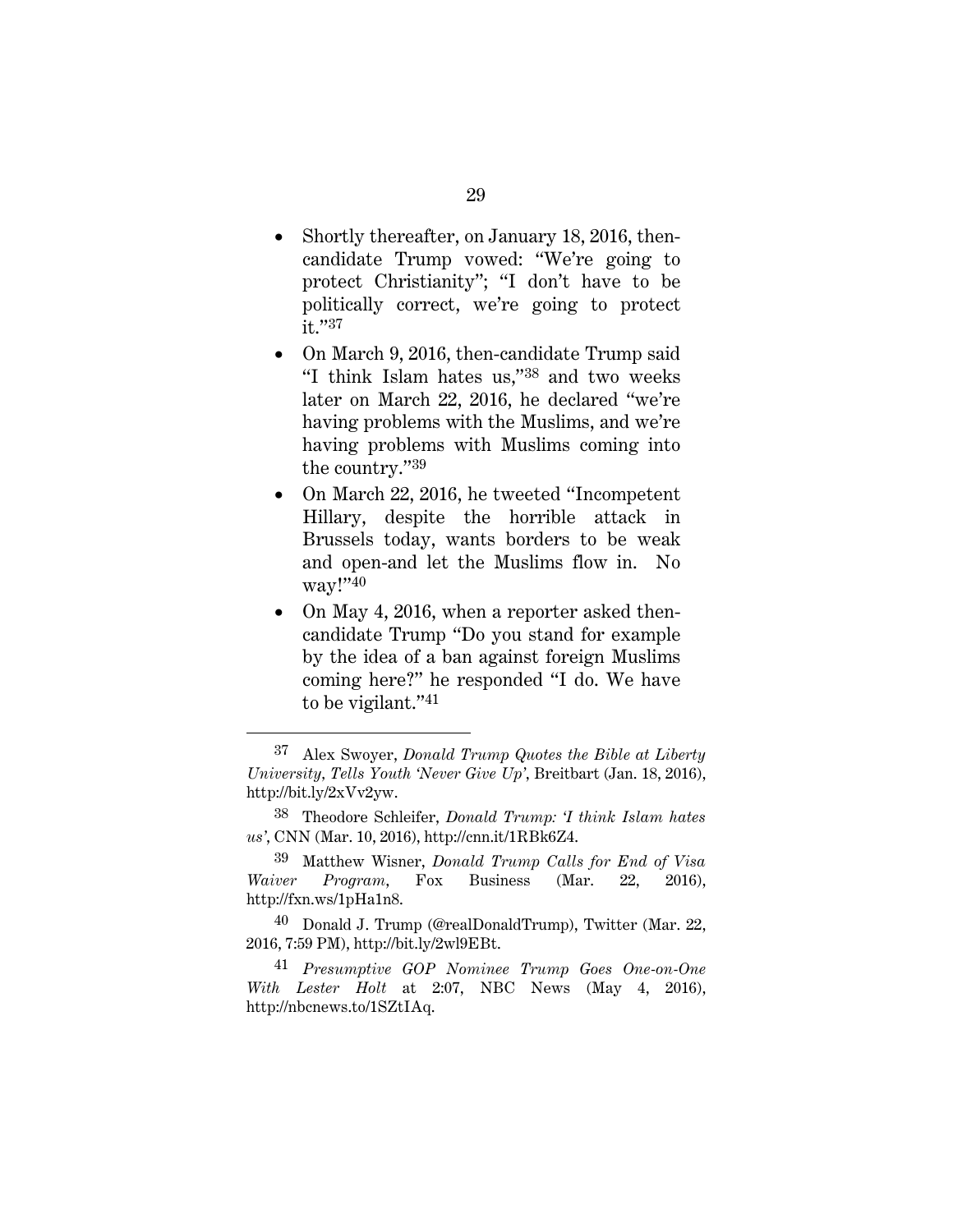- Shortly thereafter, on January 18, 2016, then-candidate Trump vowed: "We're going to protect Christianity"; "I don't have to be politically correct, we're going to protect it."[37]
- On March 9, 2016, then-candidate Trump said "I think Islam hates us,"[38] and two weeks later on March 22, 2016, he declared "we're having problems with the Muslims, and we're having problems with Muslims coming into the country."[39]
- On March 22, 2016, he tweeted "Incompetent Hillary, despite the horrible attack in Brussels today, wants borders to be weak and open-and let the Muslims flow in. No way!"[40]
- On May 4, 2016, when a reporter asked then-candidate Trump "Do you stand for example by the idea of a ban against foreign Muslims coming here?" he responded "I do. We have to be vigilant."[41]

---

[37] Alex Swoyer, *Donald Trump Quotes the Bible at Liberty University, Tells Youth 'Never Give Up'*, Breitbart (Jan. 18, 2016), http://bit.ly/2xVv2yw.

[38] Theodore Schleifer, *Donald Trump: 'I think Islam hates us'*, CNN (Mar. 10, 2016), http://cnn.it/1RBk6Z4.

[39] Matthew Wisner, *Donald Trump Calls for End of Visa Waiver Program*, Fox Business (Mar. 22, 2016), http://fxn.ws/1pHa1n8.

[40] Donald J. Trump (@realDonaldTrump), Twitter (Mar. 22, 2016, 7:59 PM), http://bit.ly/2wl9EBt.

[41] *Presumptive GOP Nominee Trump Goes One-on-One With Lester Holt* at 2:07, NBC News (May 4, 2016), http://nbcnews.to/1SZtIAq.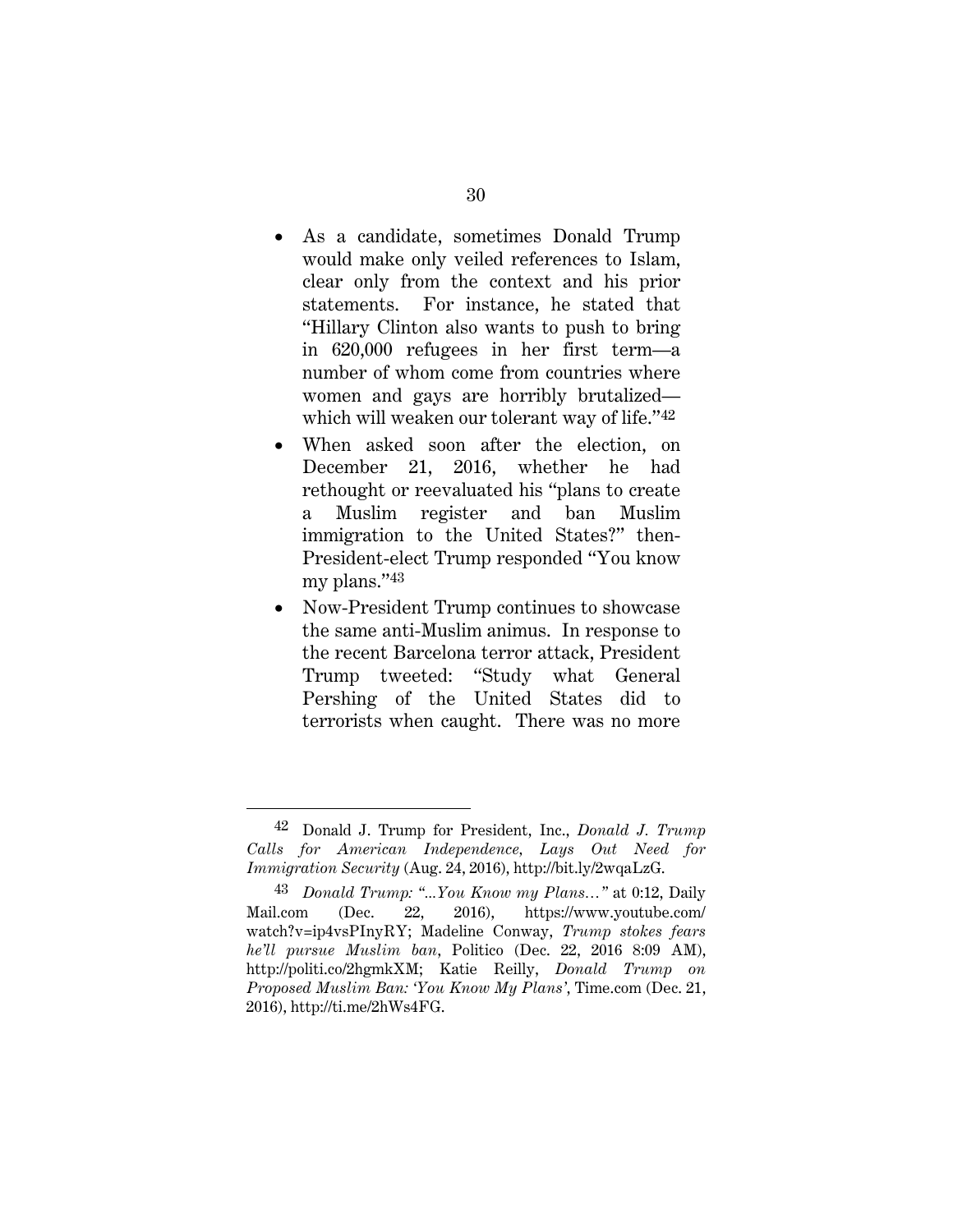- As a candidate, sometimes Donald Trump would make only veiled references to Islam, clear only from the context and his prior statements. For instance, he stated that "Hillary Clinton also wants to push to bring in 620,000 refugees in her first term—a number of whom come from countries where women and gays are horribly brutalized—which will weaken our tolerant way of life."[42]
- When asked soon after the election, on December 21, 2016, whether he had rethought or reevaluated his "plans to create a Muslim register and ban Muslim immigration to the United States?" then-President-elect Trump responded "You know my plans."[43]
- Now-President Trump continues to showcase the same anti-Muslim animus. In response to the recent Barcelona terror attack, President Trump tweeted: "Study what General Pershing of the United States did to terrorists when caught. There was no more

---

[42] Donald J. Trump for President, Inc., *Donald J. Trump Calls for American Independence, Lays Out Need for Immigration Security* (Aug. 24, 2016), http://bit.ly/2wqaLzG.

[43] *Donald Trump: "...You Know my Plans…"* at 0:12, Daily Mail.com (Dec. 22, 2016), https://www.youtube.com/watch?v=ip4vsPInyRY; Madeline Conway, *Trump stokes fears he'll pursue Muslim ban*, Politico (Dec. 22, 2016 8:09 AM), http://politi.co/2hgmkXM; Katie Reilly, *Donald Trump on Proposed Muslim Ban: 'You Know My Plans'*, Time.com (Dec. 21, 2016), http://ti.me/2hWs4FG.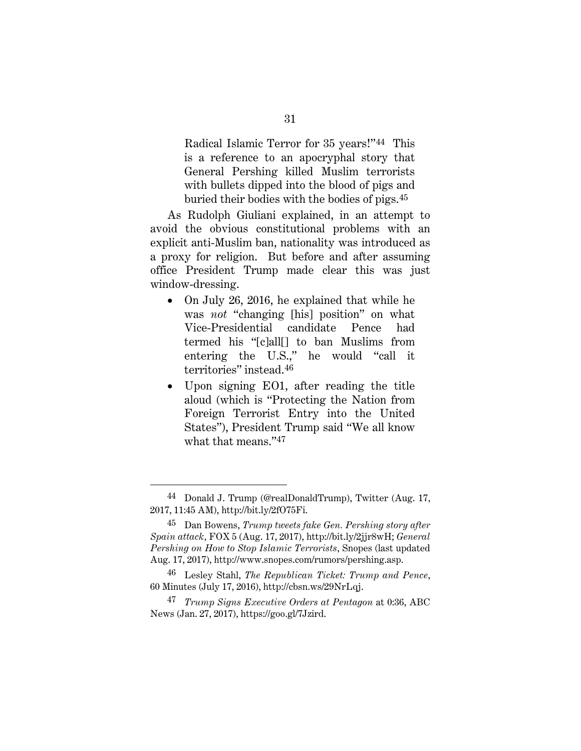Radical Islamic Terror for 35 years!"[44] This is a reference to an apocryphal story that General Pershing killed Muslim terrorists with bullets dipped into the blood of pigs and buried their bodies with the bodies of pigs.[45]

As Rudolph Giuliani explained, in an attempt to avoid the obvious constitutional problems with an explicit anti-Muslim ban, nationality was introduced as a proxy for religion. But before and after assuming office President Trump made clear this was just window-dressing.

- On July 26, 2016, he explained that while he was *not* "changing [his] position" on what Vice-Presidential candidate Pence had termed his "[c]all[] to ban Muslims from entering the U.S.," he would "call it territories" instead.[46]
- Upon signing EO1, after reading the title aloud (which is "Protecting the Nation from Foreign Terrorist Entry into the United States"), President Trump said "We all know what that means."[47]

---

[44] Donald J. Trump (@realDonaldTrump), Twitter (Aug. 17, 2017, 11:45 AM), http://bit.ly/2fO75Fi.

[45] Dan Bowens, *Trump tweets fake Gen. Pershing story after Spain attack*, FOX 5 (Aug. 17, 2017), http://bit.ly/2jjr8wH; *General Pershing on How to Stop Islamic Terrorists*, Snopes (last updated Aug. 17, 2017), http://www.snopes.com/rumors/pershing.asp.

[46] Lesley Stahl, *The Republican Ticket: Trump and Pence*, 60 Minutes (July 17, 2016), http://cbsn.ws/29NrLqj.

[47] *Trump Signs Executive Orders at Pentagon* at 0:36, ABC News (Jan. 27, 2017), https://goo.gl/7Jzird.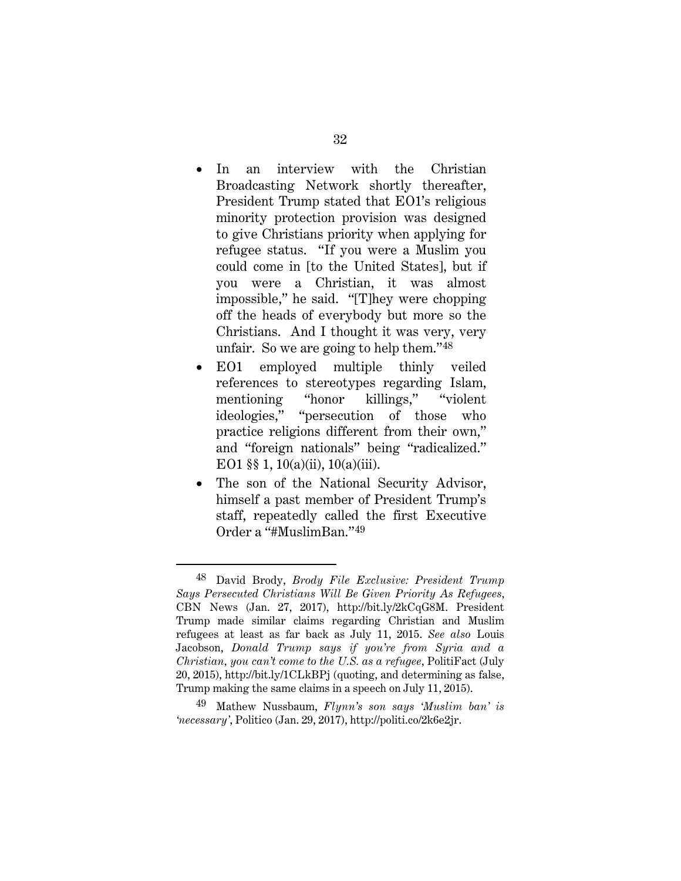- In an interview with the Christian Broadcasting Network shortly thereafter, President Trump stated that EO1's religious minority protection provision was designed to give Christians priority when applying for refugee status. "If you were a Muslim you could come in [to the United States], but if you were a Christian, it was almost impossible," he said. "[T]hey were chopping off the heads of everybody but more so the Christians. And I thought it was very, very unfair. So we are going to help them."[48]
- EO1 employed multiple thinly veiled references to stereotypes regarding Islam, mentioning "honor killings," "violent ideologies," "persecution of those who practice religions different from their own," and "foreign nationals" being "radicalized." EO1 §§ 1, 10(a)(ii), 10(a)(iii).
- The son of the National Security Advisor, himself a past member of President Trump's staff, repeatedly called the first Executive Order a "#MuslimBan."[49]

---

[48] David Brody, *Brody File Exclusive: President Trump Says Persecuted Christians Will Be Given Priority As Refugees*, CBN News (Jan. 27, 2017), http://bit.ly/2kCqG8M. President Trump made similar claims regarding Christian and Muslim refugees at least as far back as July 11, 2015. *See also* Louis Jacobson, *Donald Trump says if you're from Syria and a Christian, you can't come to the U.S. as a refugee*, PolitiFact (July 20, 2015), http://bit.ly/1CLkBPj (quoting, and determining as false, Trump making the same claims in a speech on July 11, 2015).

[49] Mathew Nussbaum, *Flynn's son says 'Muslim ban' is 'necessary'*, Politico (Jan. 29, 2017), http://politi.co/2k6e2jr.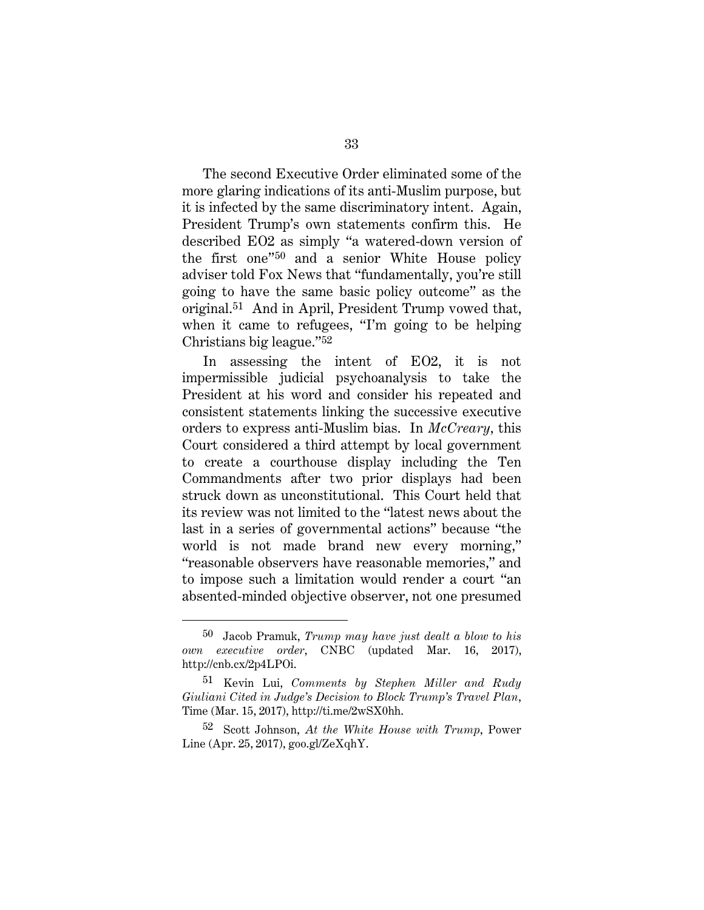The second Executive Order eliminated some of the more glaring indications of its anti-Muslim purpose, but it is infected by the same discriminatory intent. Again, President Trump's own statements confirm this. He described EO2 as simply "a watered-down version of the first one"[50] and a senior White House policy adviser told Fox News that "fundamentally, you're still going to have the same basic policy outcome" as the original.[51] And in April, President Trump vowed that, when it came to refugees, "I'm going to be helping Christians big league."[52]

In assessing the intent of EO2, it is not impermissible judicial psychoanalysis to take the President at his word and consider his repeated and consistent statements linking the successive executive orders to express anti-Muslim bias. In *McCreary*, this Court considered a third attempt by local government to create a courthouse display including the Ten Commandments after two prior displays had been struck down as unconstitutional. This Court held that its review was not limited to the "latest news about the last in a series of governmental actions" because "the world is not made brand new every morning," "reasonable observers have reasonable memories," and to impose such a limitation would render a court "an absented-minded objective observer, not one presumed

---

[50] Jacob Pramuk, *Trump may have just dealt a blow to his own executive order*, CNBC (updated Mar. 16, 2017), http://cnb.cx/2p4LPOi.

[51] Kevin Lui, *Comments by Stephen Miller and Rudy Giuliani Cited in Judge's Decision to Block Trump's Travel Plan*, Time (Mar. 15, 2017), http://ti.me/2wSX0hh.

[52] Scott Johnson, *At the White House with Trump*, Power Line (Apr. 25, 2017), goo.gl/ZeXqhY.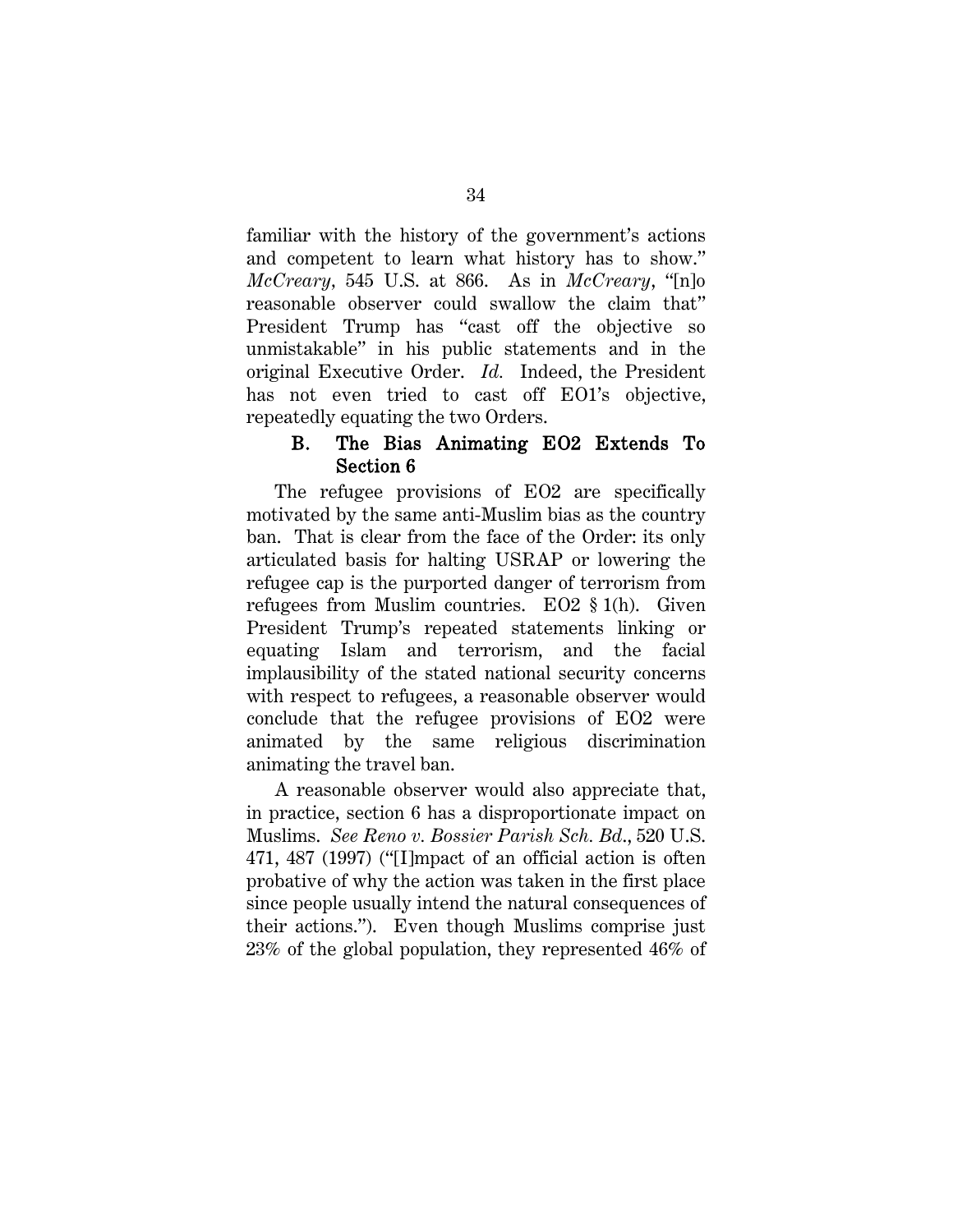familiar with the history of the government's actions and competent to learn what history has to show." *McCreary*, 545 U.S. at 866. As in *McCreary*, "[n]o reasonable observer could swallow the claim that" President Trump has "cast off the objective so unmistakable" in his public statements and in the original Executive Order. *Id.* Indeed, the President has not even tried to cast off EO1's objective, repeatedly equating the two Orders.

### B. The Bias Animating EO2 Extends To Section 6

The refugee provisions of EO2 are specifically motivated by the same anti-Muslim bias as the country ban. That is clear from the face of the Order: its only articulated basis for halting USRAP or lowering the refugee cap is the purported danger of terrorism from refugees from Muslim countries. EO2 § 1(h). Given President Trump's repeated statements linking or equating Islam and terrorism, and the facial implausibility of the stated national security concerns with respect to refugees, a reasonable observer would conclude that the refugee provisions of EO2 were animated by the same religious discrimination animating the travel ban.

A reasonable observer would also appreciate that, in practice, section 6 has a disproportionate impact on Muslims. *See Reno v. Bossier Parish Sch. Bd.*, 520 U.S. 471, 487 (1997) ("[I]mpact of an official action is often probative of why the action was taken in the first place since people usually intend the natural consequences of their actions."). Even though Muslims comprise just 23% of the global population, they represented 46% of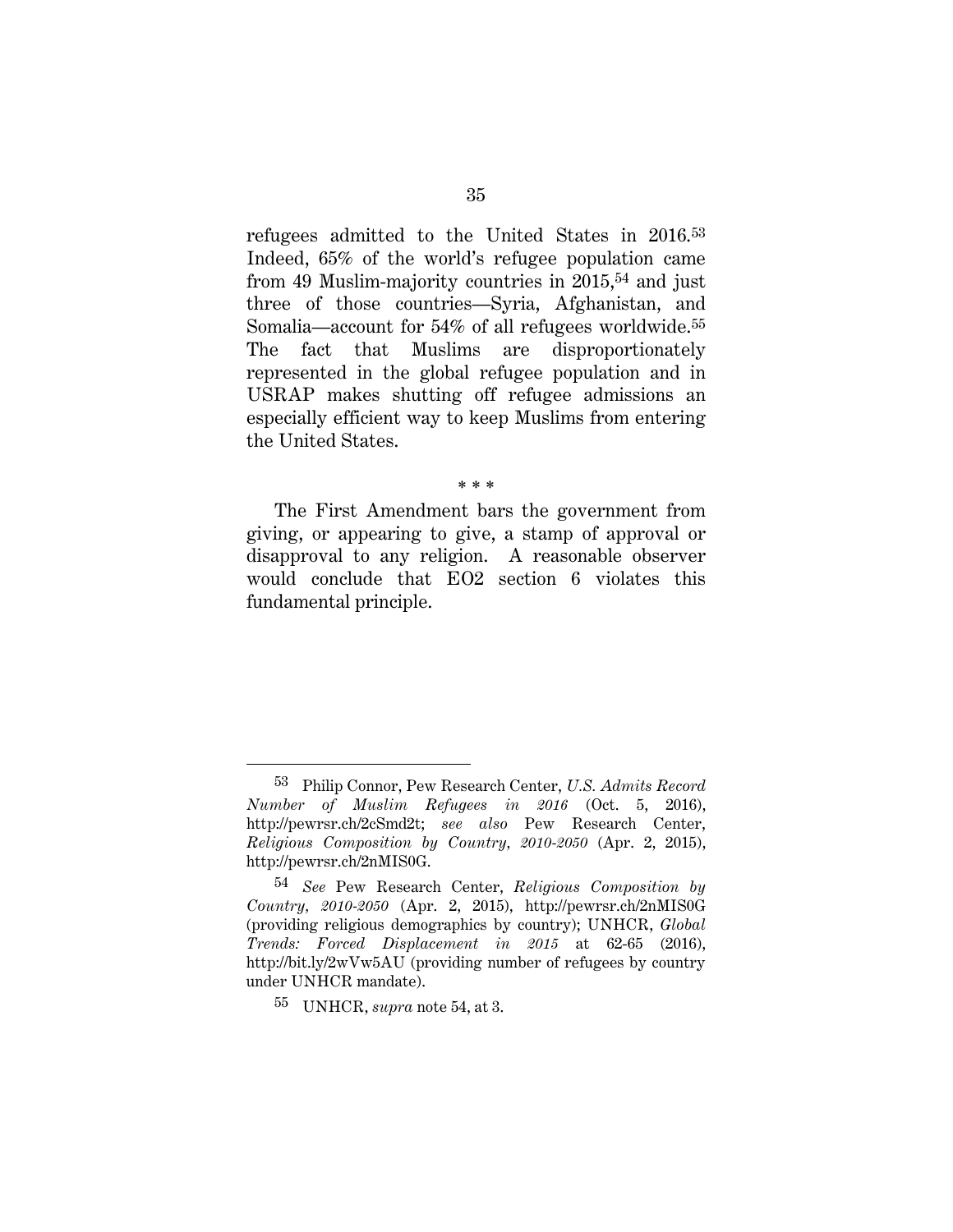refugees admitted to the United States in 2016.[53] Indeed, 65% of the world's refugee population came from 49 Muslim-majority countries in 2015,[54] and just three of those countries—Syria, Afghanistan, and Somalia—account for 54% of all refugees worldwide.[55] The fact that Muslims are disproportionately represented in the global refugee population and in USRAP makes shutting off refugee admissions an especially efficient way to keep Muslims from entering the United States.

\* \* \*

The First Amendment bars the government from giving, or appearing to give, a stamp of approval or disapproval to any religion. A reasonable observer would conclude that EO2 section 6 violates this fundamental principle.

---

[53] Philip Connor, Pew Research Center, *U.S. Admits Record Number of Muslim Refugees in 2016* (Oct. 5, 2016), http://pewrsr.ch/2cSmd2t; *see also* Pew Research Center, *Religious Composition by Country, 2010-2050* (Apr. 2, 2015), http://pewrsr.ch/2nMIS0G.

[54] *See* Pew Research Center, *Religious Composition by Country, 2010-2050* (Apr. 2, 2015), http://pewrsr.ch/2nMIS0G (providing religious demographics by country); UNHCR, *Global Trends: Forced Displacement in 2015* at 62-65 (2016), http://bit.ly/2wVw5AU (providing number of refugees by country under UNHCR mandate).

[55] UNHCR, *supra* note 54, at 3.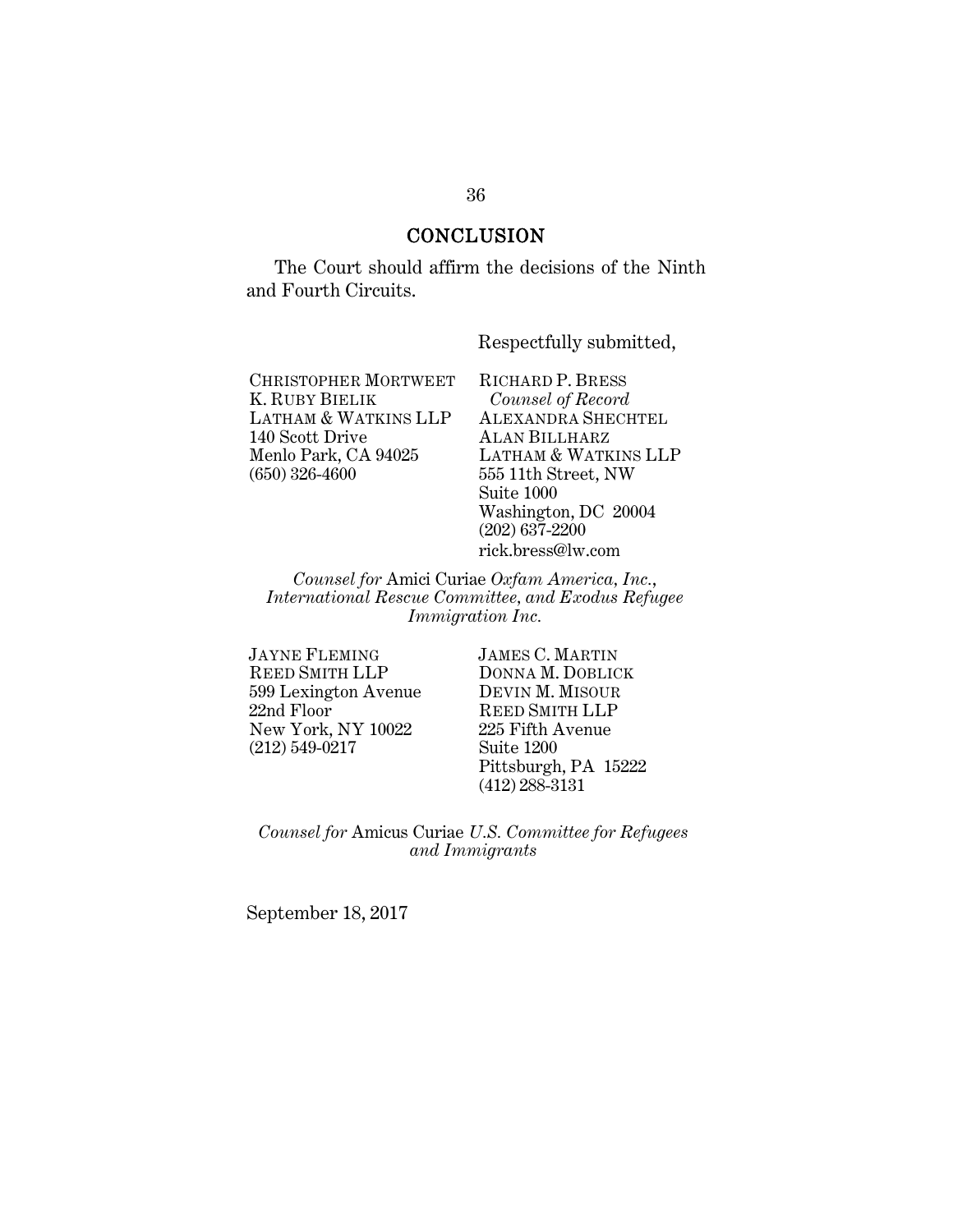## CONCLUSION

The Court should affirm the decisions of the Ninth and Fourth Circuits.

Respectfully submitted,

CHRISTOPHER MORTWEET
K. RUBY BIELIK
LATHAM & WATKINS LLP
140 Scott Drive
Menlo Park, CA 94025
(650) 326-4600

RICHARD P. BRESS
*Counsel of Record*
ALEXANDRA SHECHTEL
ALAN BILLHARZ
LATHAM & WATKINS LLP
555 11th Street, NW
Suite 1000
Washington, DC 20004
(202) 637-2200
rick.bress@lw.com

*Counsel for* Amici Curiae *Oxfam America, Inc., International Rescue Committee, and Exodus Refugee Immigration Inc.*

JAYNE FLEMING
REED SMITH LLP
599 Lexington Avenue
22nd Floor
New York, NY 10022
(212) 549-0217

JAMES C. MARTIN
DONNA M. DOBLICK
DEVIN M. MISOUR
REED SMITH LLP
225 Fifth Avenue
Suite 1200
Pittsburgh, PA 15222
(412) 288-3131

*Counsel for* Amicus Curiae *U.S. Committee for Refugees and Immigrants*

September 18, 2017